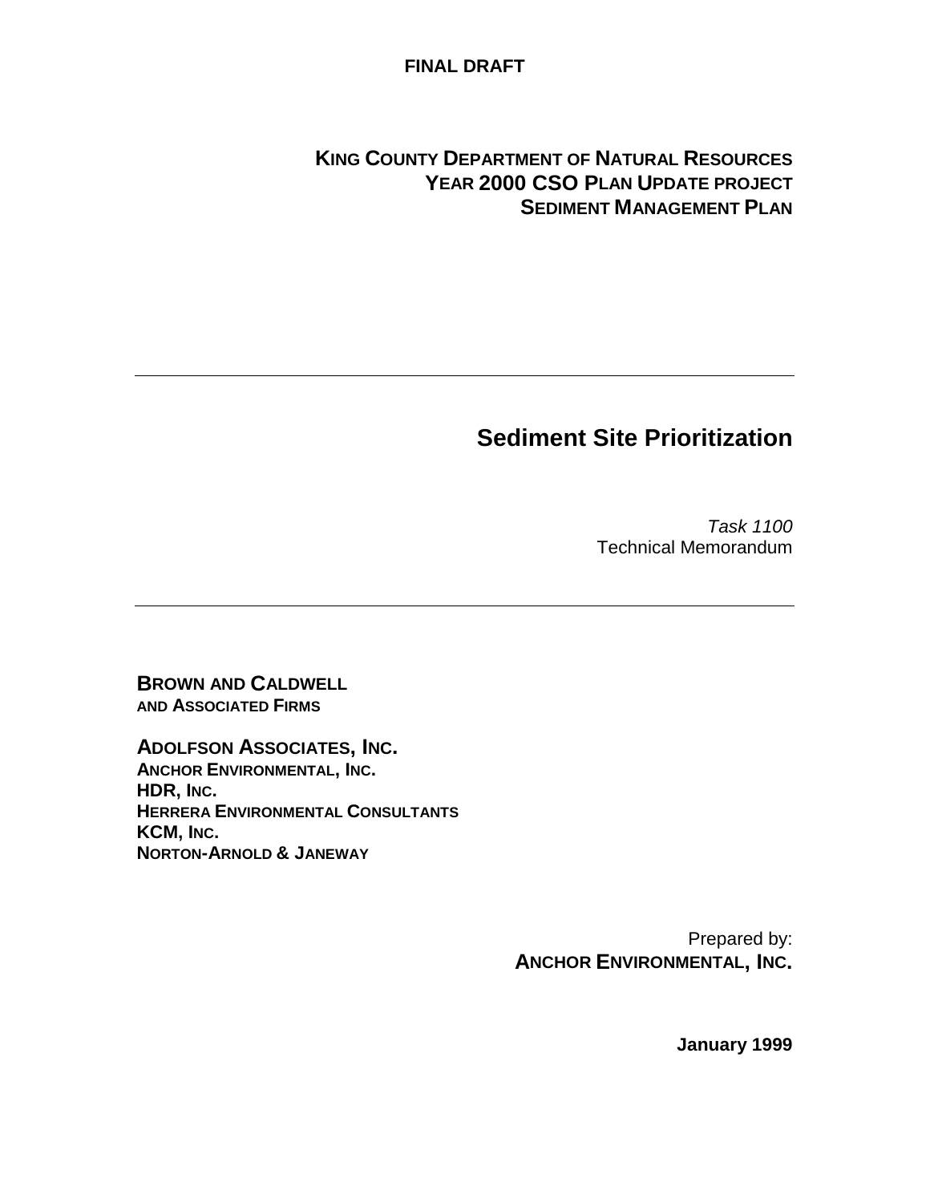**FINAL DRAFT**

**KING COUNTY DEPARTMENT OF NATURAL RESOURCES**
**YEAR 2000 CSO PLAN UPDATE PROJECT**
**SEDIMENT MANAGEMENT PLAN**

---

# Sediment Site Prioritization

*Task 1100*
Technical Memorandum

---

**BROWN AND CALDWELL**
**AND ASSOCIATED FIRMS**

**ADOLFSON ASSOCIATES, INC.**
**ANCHOR ENVIRONMENTAL, INC.**
**HDR, INC.**
**HERRERA ENVIRONMENTAL CONSULTANTS**
**KCM, INC.**
**NORTON-ARNOLD & JANEWAY**

Prepared by:
**ANCHOR ENVIRONMENTAL, INC.**

**January 1999**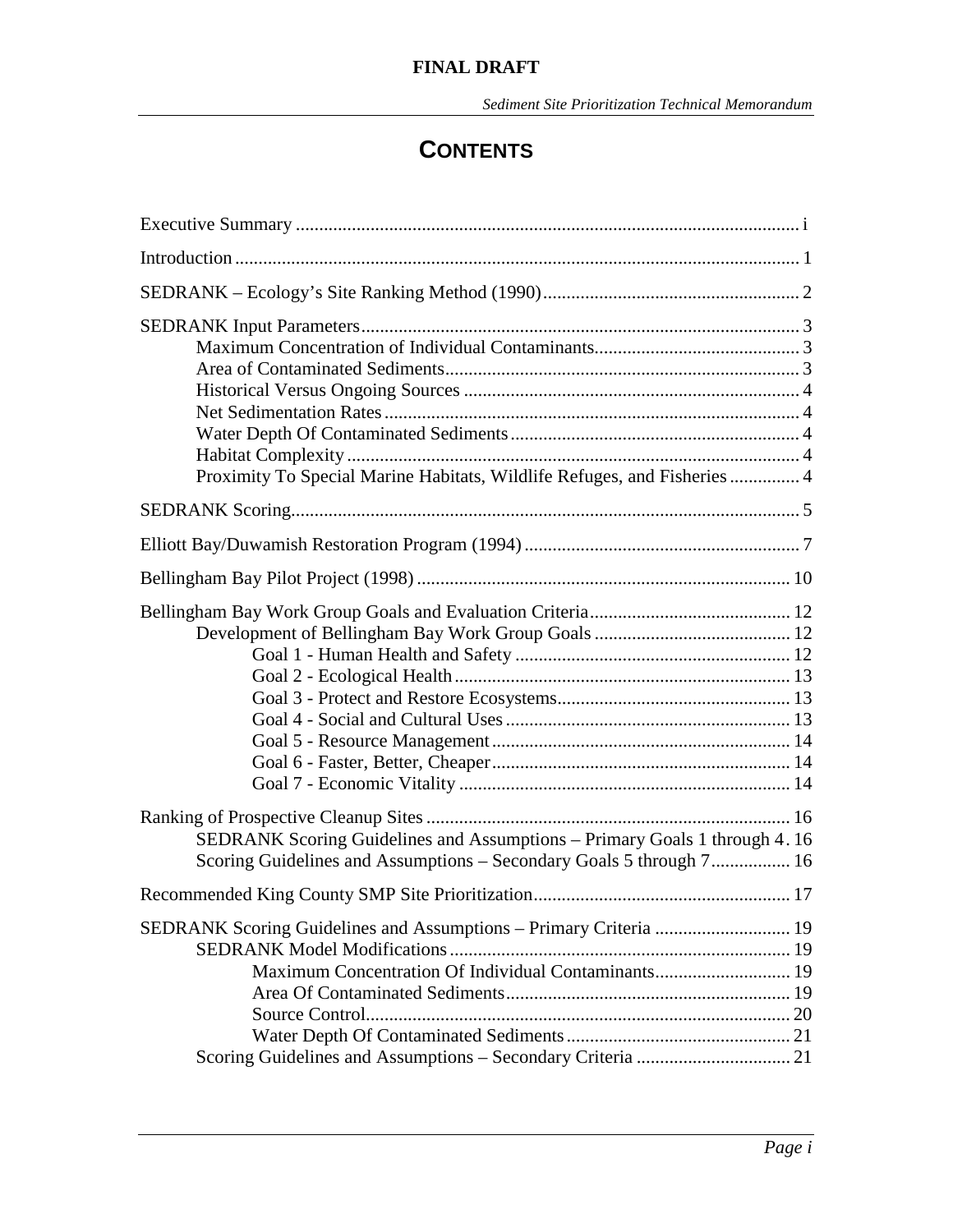# CONTENTS

Executive Summary ........................................................................................................ i

Introduction ........................................................................................................ 1

SEDRANK – Ecology's Site Ranking Method (1990) ........................................................ 2

SEDRANK Input Parameters ........................................................................................ 3
- Maximum Concentration of Individual Contaminants ........................................ 3
- Area of Contaminated Sediments ........................................................................ 3
- Historical Versus Ongoing Sources ..................................................................... 4
- Net Sedimentation Rates ...................................................................................... 4
- Water Depth Of Contaminated Sediments ........................................................... 4
- Habitat Complexity ............................................................................................... 4
- Proximity To Special Marine Habitats, Wildlife Refuges, and Fisheries ............... 4

SEDRANK Scoring ........................................................................................................ 5

Elliott Bay/Duwamish Restoration Program (1994) ........................................................ 7

Bellingham Bay Pilot Project (1998) ................................................................................ 10

Bellingham Bay Work Group Goals and Evaluation Criteria ........................................... 12
- Development of Bellingham Bay Work Group Goals ........................................... 12
  - Goal 1 - Human Health and Safety ........................................................... 12
  - Goal 2 - Ecological Health ........................................................................ 13
  - Goal 3 - Protect and Restore Ecosystems .................................................. 13
  - Goal 4 - Social and Cultural Uses ............................................................. 13
  - Goal 5 - Resource Management ................................................................ 14
  - Goal 6 - Faster, Better, Cheaper ................................................................ 14
  - Goal 7 - Economic Vitality ....................................................................... 14

Ranking of Prospective Cleanup Sites ............................................................................ 16
- SEDRANK Scoring Guidelines and Assumptions – Primary Goals 1 through 4 . 16
- Scoring Guidelines and Assumptions – Secondary Goals 5 through 7 ................. 16

Recommended King County SMP Site Prioritization ....................................................... 17

SEDRANK Scoring Guidelines and Assumptions – Primary Criteria ............................. 19
- SEDRANK Model Modifications ......................................................................... 19
  - Maximum Concentration Of Individual Contaminants ............................. 19
  - Area Of Contaminated Sediments ............................................................. 19
  - Source Control ........................................................................................... 20
  - Water Depth Of Contaminated Sediments ................................................ 21
- Scoring Guidelines and Assumptions – Secondary Criteria ................................. 21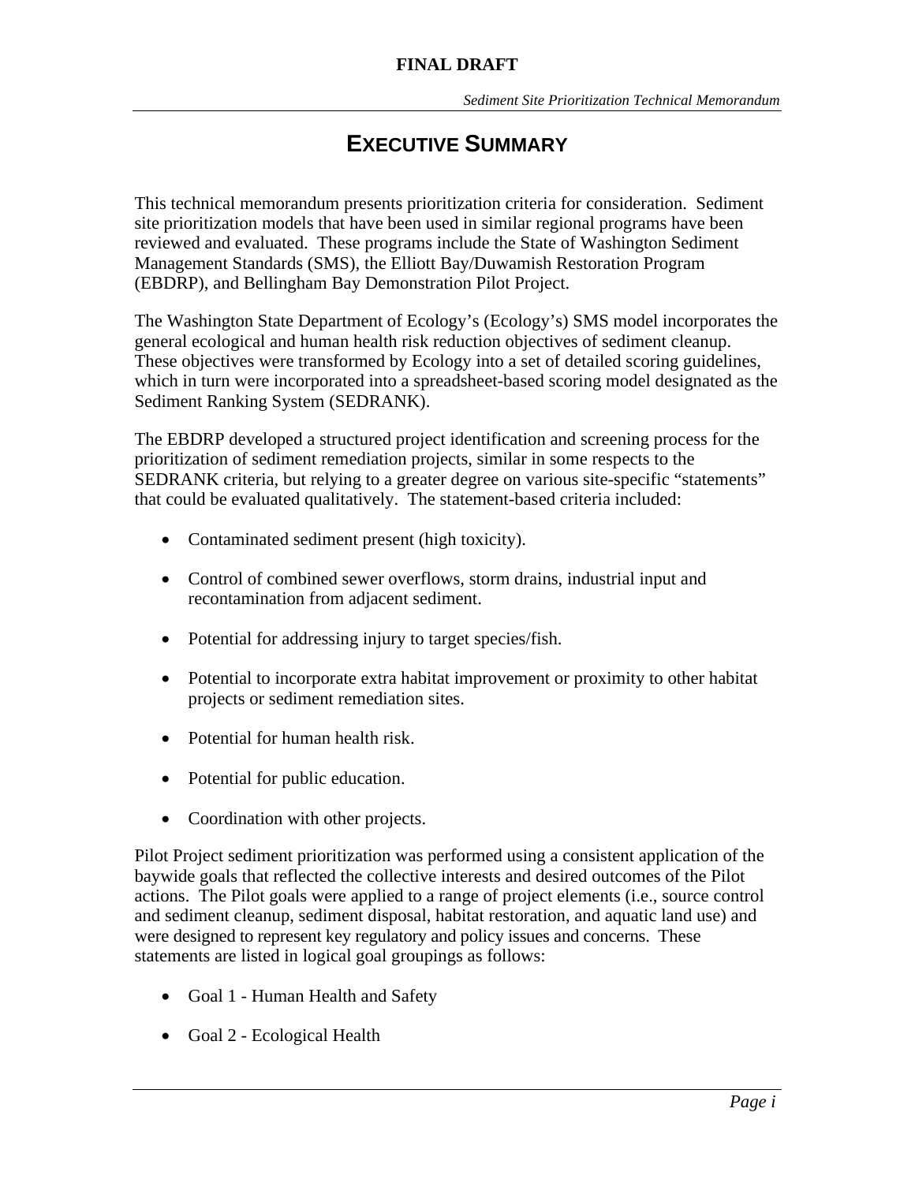# Executive Summary

This technical memorandum presents prioritization criteria for consideration. Sediment site prioritization models that have been used in similar regional programs have been reviewed and evaluated. These programs include the State of Washington Sediment Management Standards (SMS), the Elliott Bay/Duwamish Restoration Program (EBDRP), and Bellingham Bay Demonstration Pilot Project.

The Washington State Department of Ecology's (Ecology's) SMS model incorporates the general ecological and human health risk reduction objectives of sediment cleanup. These objectives were transformed by Ecology into a set of detailed scoring guidelines, which in turn were incorporated into a spreadsheet-based scoring model designated as the Sediment Ranking System (SEDRANK).

The EBDRP developed a structured project identification and screening process for the prioritization of sediment remediation projects, similar in some respects to the SEDRANK criteria, but relying to a greater degree on various site-specific "statements" that could be evaluated qualitatively. The statement-based criteria included:

- Contaminated sediment present (high toxicity).
- Control of combined sewer overflows, storm drains, industrial input and recontamination from adjacent sediment.
- Potential for addressing injury to target species/fish.
- Potential to incorporate extra habitat improvement or proximity to other habitat projects or sediment remediation sites.
- Potential for human health risk.
- Potential for public education.
- Coordination with other projects.

Pilot Project sediment prioritization was performed using a consistent application of the baywide goals that reflected the collective interests and desired outcomes of the Pilot actions. The Pilot goals were applied to a range of project elements (i.e., source control and sediment cleanup, sediment disposal, habitat restoration, and aquatic land use) and were designed to represent key regulatory and policy issues and concerns. These statements are listed in logical goal groupings as follows:

- Goal 1 - Human Health and Safety
- Goal 2 - Ecological Health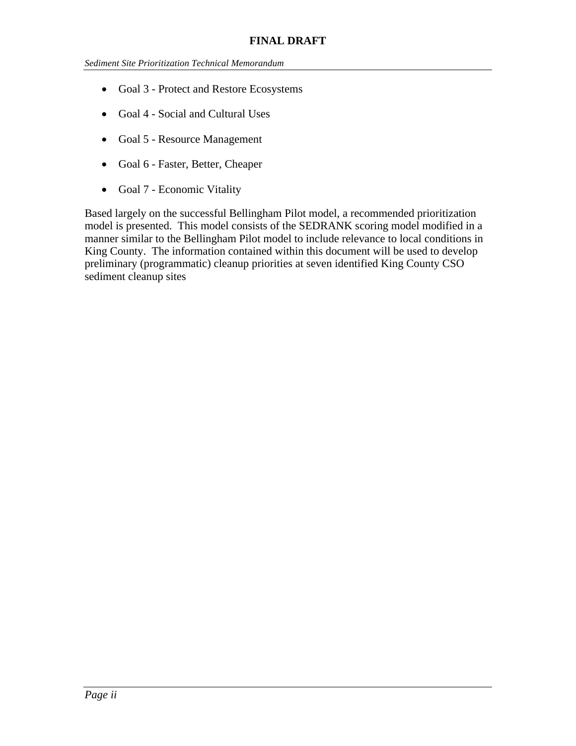- Goal 3 - Protect and Restore Ecosystems
- Goal 4 - Social and Cultural Uses
- Goal 5 - Resource Management
- Goal 6 - Faster, Better, Cheaper
- Goal 7 - Economic Vitality

Based largely on the successful Bellingham Pilot model, a recommended prioritization model is presented. This model consists of the SEDRANK scoring model modified in a manner similar to the Bellingham Pilot model to include relevance to local conditions in King County. The information contained within this document will be used to develop preliminary (programmatic) cleanup priorities at seven identified King County CSO sediment cleanup sites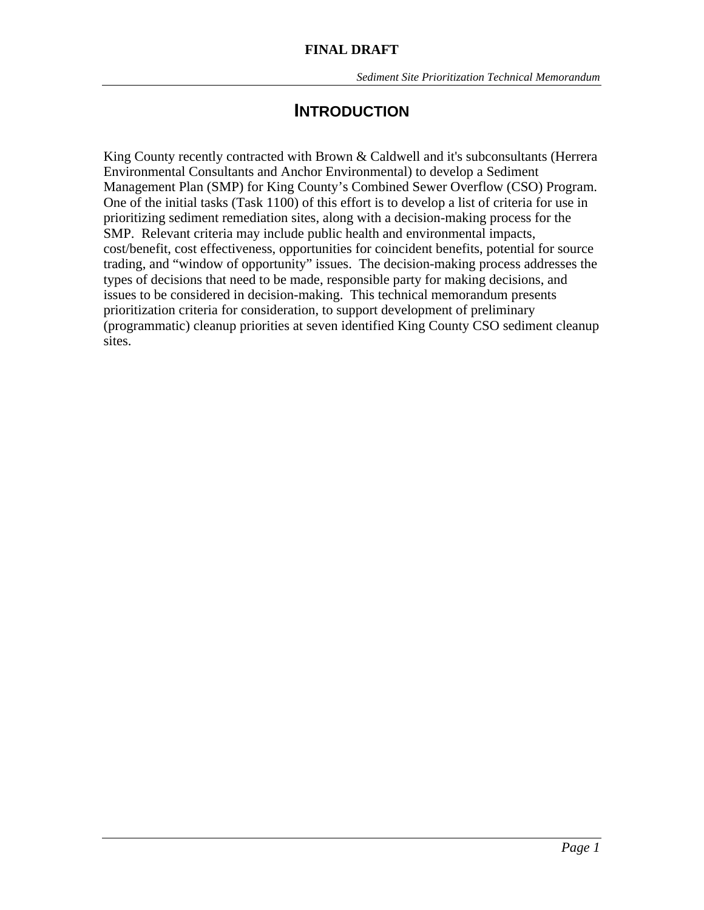# INTRODUCTION

King County recently contracted with Brown & Caldwell and it's subconsultants (Herrera Environmental Consultants and Anchor Environmental) to develop a Sediment Management Plan (SMP) for King County's Combined Sewer Overflow (CSO) Program. One of the initial tasks (Task 1100) of this effort is to develop a list of criteria for use in prioritizing sediment remediation sites, along with a decision-making process for the SMP. Relevant criteria may include public health and environmental impacts, cost/benefit, cost effectiveness, opportunities for coincident benefits, potential for source trading, and "window of opportunity" issues. The decision-making process addresses the types of decisions that need to be made, responsible party for making decisions, and issues to be considered in decision-making. This technical memorandum presents prioritization criteria for consideration, to support development of preliminary (programmatic) cleanup priorities at seven identified King County CSO sediment cleanup sites.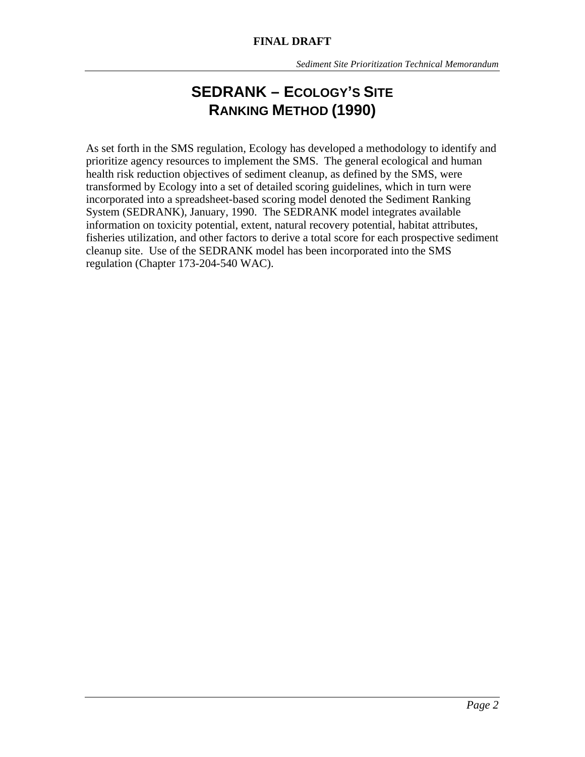# SEDRANK – Ecology's Site Ranking Method (1990)

As set forth in the SMS regulation, Ecology has developed a methodology to identify and prioritize agency resources to implement the SMS. The general ecological and human health risk reduction objectives of sediment cleanup, as defined by the SMS, were transformed by Ecology into a set of detailed scoring guidelines, which in turn were incorporated into a spreadsheet-based scoring model denoted the Sediment Ranking System (SEDRANK), January, 1990. The SEDRANK model integrates available information on toxicity potential, extent, natural recovery potential, habitat attributes, fisheries utilization, and other factors to derive a total score for each prospective sediment cleanup site. Use of the SEDRANK model has been incorporated into the SMS regulation (Chapter 173-204-540 WAC).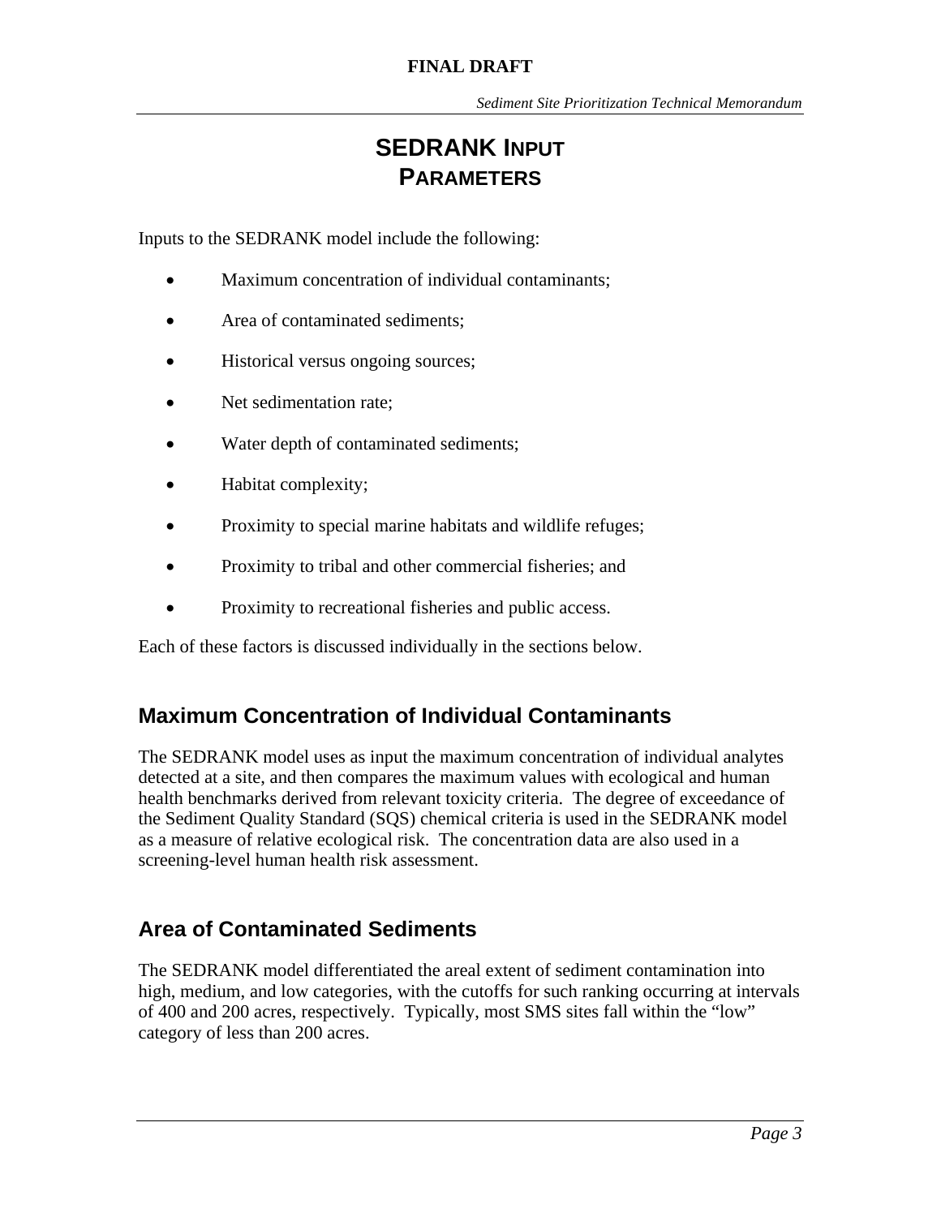# SEDRANK Input Parameters

Inputs to the SEDRANK model include the following:

- Maximum concentration of individual contaminants;
- Area of contaminated sediments;
- Historical versus ongoing sources;
- Net sedimentation rate;
- Water depth of contaminated sediments;
- Habitat complexity;
- Proximity to special marine habitats and wildlife refuges;
- Proximity to tribal and other commercial fisheries; and
- Proximity to recreational fisheries and public access.

Each of these factors is discussed individually in the sections below.

## Maximum Concentration of Individual Contaminants

The SEDRANK model uses as input the maximum concentration of individual analytes detected at a site, and then compares the maximum values with ecological and human health benchmarks derived from relevant toxicity criteria. The degree of exceedance of the Sediment Quality Standard (SQS) chemical criteria is used in the SEDRANK model as a measure of relative ecological risk. The concentration data are also used in a screening-level human health risk assessment.

## Area of Contaminated Sediments

The SEDRANK model differentiated the areal extent of sediment contamination into high, medium, and low categories, with the cutoffs for such ranking occurring at intervals of 400 and 200 acres, respectively. Typically, most SMS sites fall within the "low" category of less than 200 acres.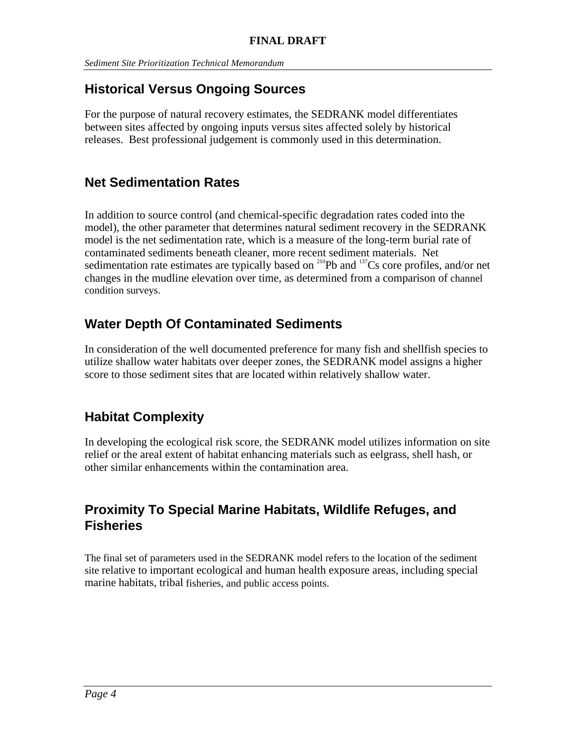## Historical Versus Ongoing Sources

For the purpose of natural recovery estimates, the SEDRANK model differentiates between sites affected by ongoing inputs versus sites affected solely by historical releases. Best professional judgement is commonly used in this determination.

## Net Sedimentation Rates

In addition to source control (and chemical-specific degradation rates coded into the model), the other parameter that determines natural sediment recovery in the SEDRANK model is the net sedimentation rate, which is a measure of the long-term burial rate of contaminated sediments beneath cleaner, more recent sediment materials. Net sedimentation rate estimates are typically based on $^{210}Pb$ and $^{137}Cs$ core profiles, and/or net changes in the mudline elevation over time, as determined from a comparison of channel condition surveys.

## Water Depth Of Contaminated Sediments

In consideration of the well documented preference for many fish and shellfish species to utilize shallow water habitats over deeper zones, the SEDRANK model assigns a higher score to those sediment sites that are located within relatively shallow water.

## Habitat Complexity

In developing the ecological risk score, the SEDRANK model utilizes information on site relief or the areal extent of habitat enhancing materials such as eelgrass, shell hash, or other similar enhancements within the contamination area.

## Proximity To Special Marine Habitats, Wildlife Refuges, and Fisheries

The final set of parameters used in the SEDRANK model refers to the location of the sediment site relative to important ecological and human health exposure areas, including special marine habitats, tribal fisheries, and public access points.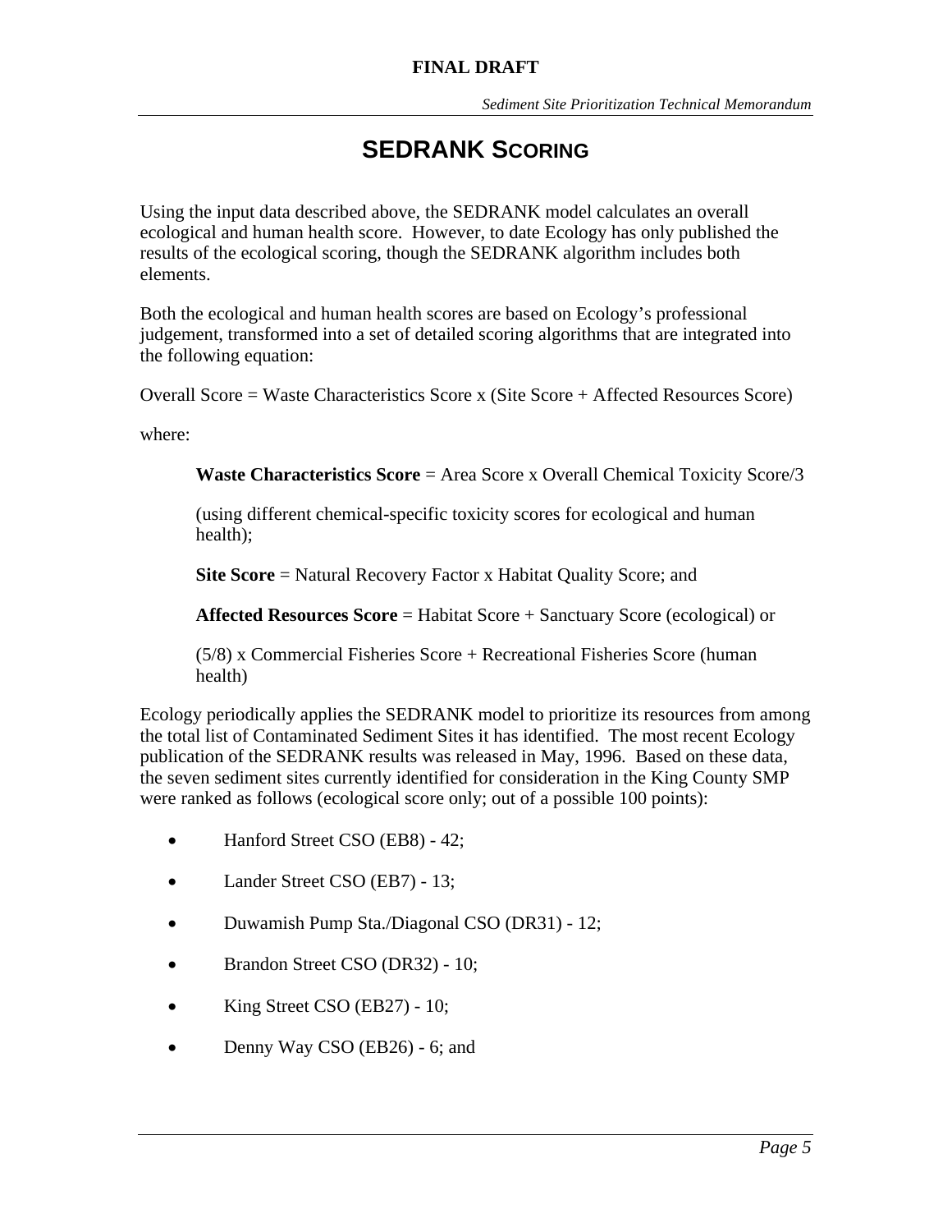# SEDRANK SCORING

Using the input data described above, the SEDRANK model calculates an overall ecological and human health score. However, to date Ecology has only published the results of the ecological scoring, though the SEDRANK algorithm includes both elements.

Both the ecological and human health scores are based on Ecology's professional judgement, transformed into a set of detailed scoring algorithms that are integrated into the following equation:

Overall Score = Waste Characteristics Score x (Site Score + Affected Resources Score)

where:

> **Waste Characteristics Score** = Area Score x Overall Chemical Toxicity Score/3
>
> (using different chemical-specific toxicity scores for ecological and human health);
>
> **Site Score** = Natural Recovery Factor x Habitat Quality Score; and
>
> **Affected Resources Score** = Habitat Score + Sanctuary Score (ecological) or
>
> (5/8) x Commercial Fisheries Score + Recreational Fisheries Score (human health)

Ecology periodically applies the SEDRANK model to prioritize its resources from among the total list of Contaminated Sediment Sites it has identified. The most recent Ecology publication of the SEDRANK results was released in May, 1996. Based on these data, the seven sediment sites currently identified for consideration in the King County SMP were ranked as follows (ecological score only; out of a possible 100 points):

- Hanford Street CSO (EB8) - 42;
- Lander Street CSO (EB7) - 13;
- Duwamish Pump Sta./Diagonal CSO (DR31) - 12;
- Brandon Street CSO (DR32) - 10;
- King Street CSO (EB27) - 10;
- Denny Way CSO (EB26) - 6; and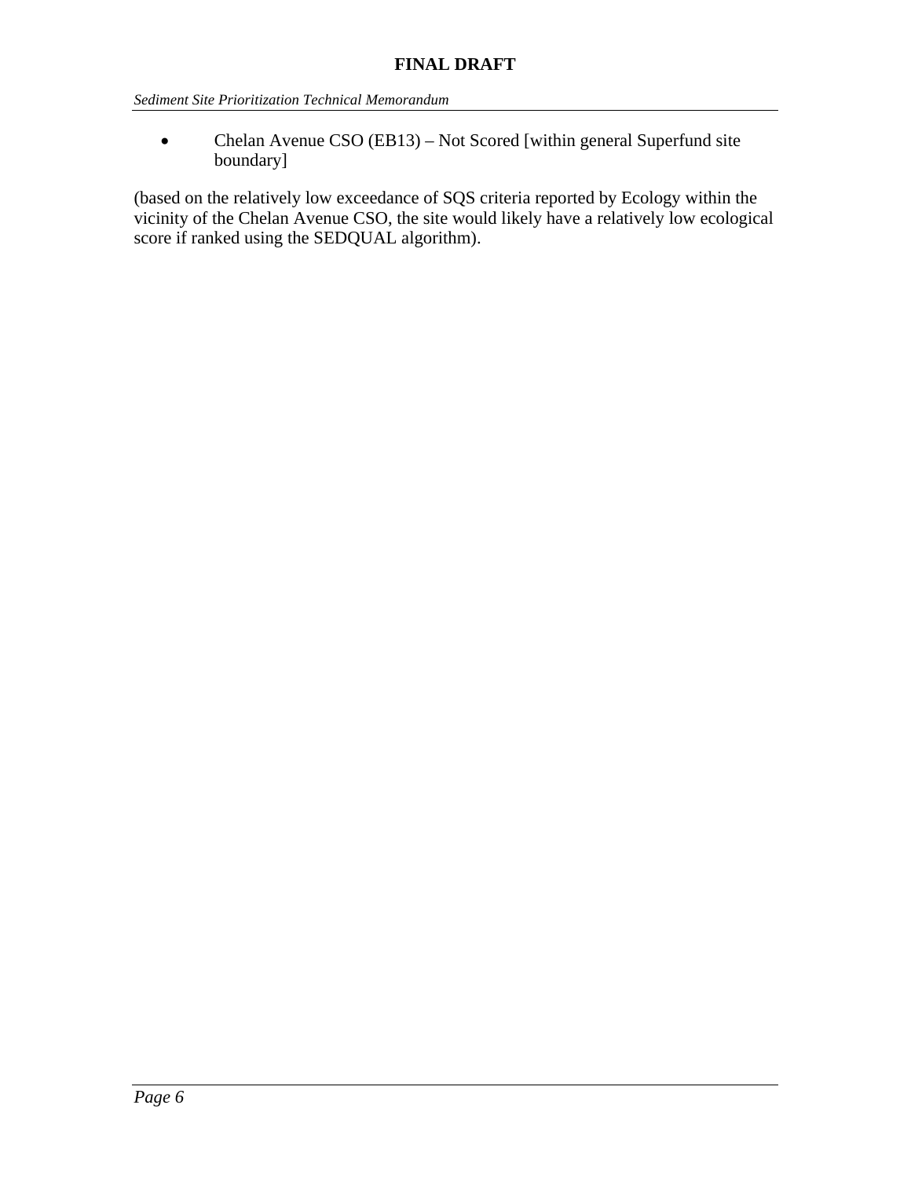- Chelan Avenue CSO (EB13) – Not Scored [within general Superfund site boundary]

(based on the relatively low exceedance of SQS criteria reported by Ecology within the vicinity of the Chelan Avenue CSO, the site would likely have a relatively low ecological score if ranked using the SEDQUAL algorithm).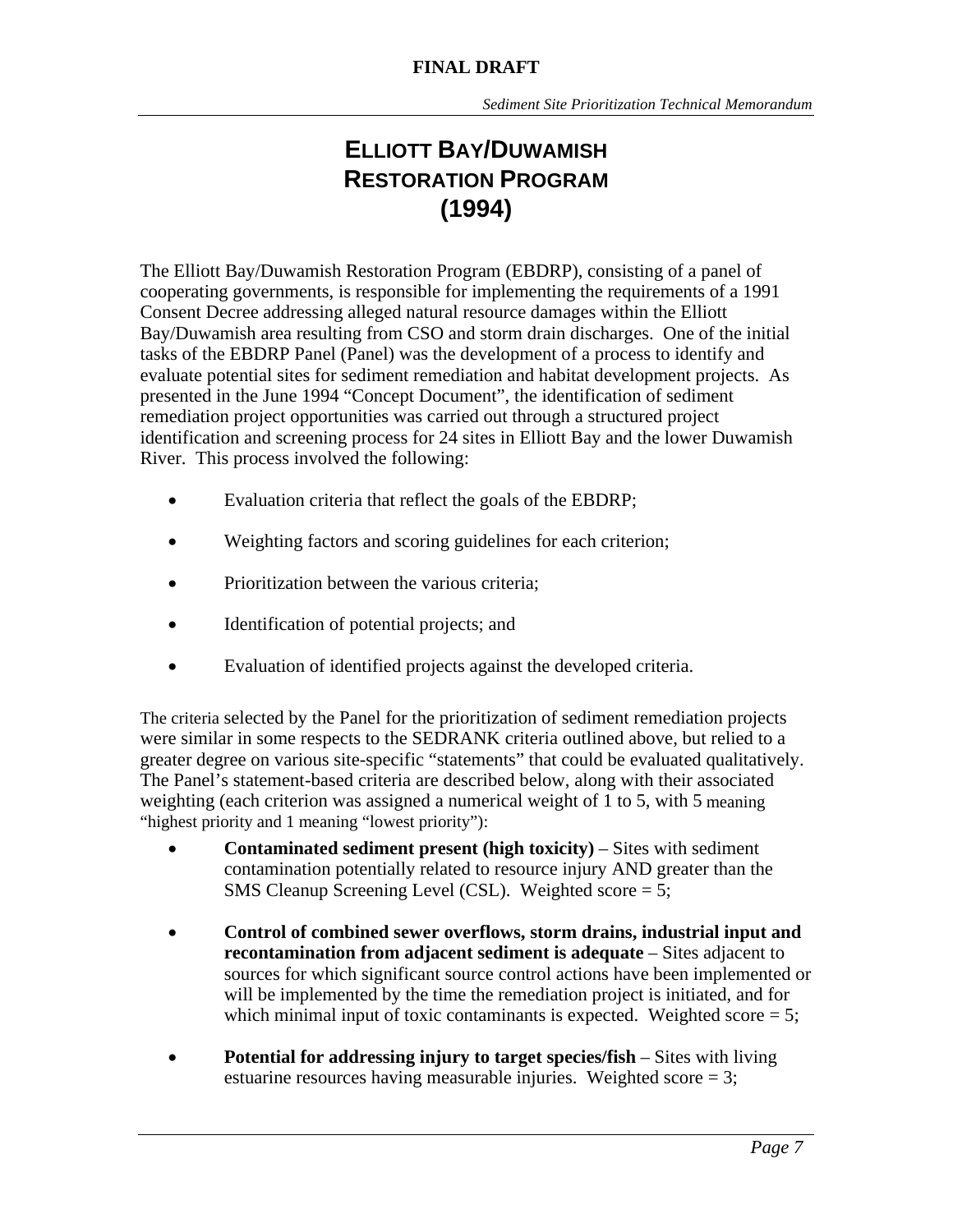# ELLIOTT BAY/DUWAMISH RESTORATION PROGRAM (1994)

The Elliott Bay/Duwamish Restoration Program (EBDRP), consisting of a panel of cooperating governments, is responsible for implementing the requirements of a 1991 Consent Decree addressing alleged natural resource damages within the Elliott Bay/Duwamish area resulting from CSO and storm drain discharges. One of the initial tasks of the EBDRP Panel (Panel) was the development of a process to identify and evaluate potential sites for sediment remediation and habitat development projects. As presented in the June 1994 "Concept Document", the identification of sediment remediation project opportunities was carried out through a structured project identification and screening process for 24 sites in Elliott Bay and the lower Duwamish River. This process involved the following:

- Evaluation criteria that reflect the goals of the EBDRP;
- Weighting factors and scoring guidelines for each criterion;
- Prioritization between the various criteria;
- Identification of potential projects; and
- Evaluation of identified projects against the developed criteria.

The criteria selected by the Panel for the prioritization of sediment remediation projects were similar in some respects to the SEDRANK criteria outlined above, but relied to a greater degree on various site-specific "statements" that could be evaluated qualitatively. The Panel's statement-based criteria are described below, along with their associated weighting (each criterion was assigned a numerical weight of 1 to 5, with 5 meaning "highest priority and 1 meaning "lowest priority"):

- **Contaminated sediment present (high toxicity)** – Sites with sediment contamination potentially related to resource injury AND greater than the SMS Cleanup Screening Level (CSL). Weighted score = 5;
- **Control of combined sewer overflows, storm drains, industrial input and recontamination from adjacent sediment is adequate** – Sites adjacent to sources for which significant source control actions have been implemented or will be implemented by the time the remediation project is initiated, and for which minimal input of toxic contaminants is expected. Weighted score = 5;
- **Potential for addressing injury to target species/fish** – Sites with living estuarine resources having measurable injuries. Weighted score = 3;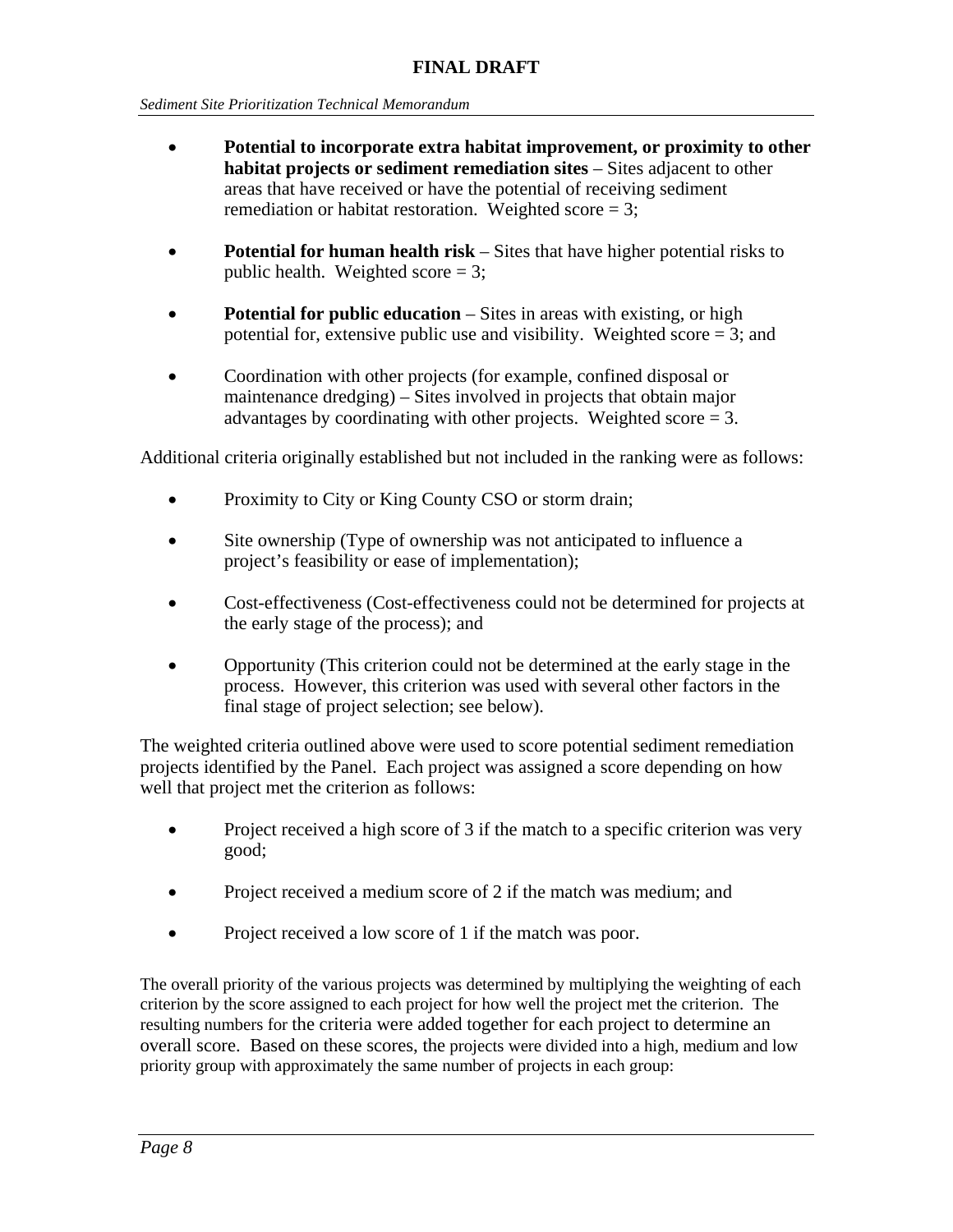- **Potential to incorporate extra habitat improvement, or proximity to other habitat projects or sediment remediation sites** – Sites adjacent to other areas that have received or have the potential of receiving sediment remediation or habitat restoration. Weighted score = 3;

- **Potential for human health risk** – Sites that have higher potential risks to public health. Weighted score = 3;

- **Potential for public education** – Sites in areas with existing, or high potential for, extensive public use and visibility. Weighted score = 3; and

- Coordination with other projects (for example, confined disposal or maintenance dredging) – Sites involved in projects that obtain major advantages by coordinating with other projects. Weighted score = 3.

Additional criteria originally established but not included in the ranking were as follows:

- Proximity to City or King County CSO or storm drain;

- Site ownership (Type of ownership was not anticipated to influence a project's feasibility or ease of implementation);

- Cost-effectiveness (Cost-effectiveness could not be determined for projects at the early stage of the process); and

- Opportunity (This criterion could not be determined at the early stage in the process. However, this criterion was used with several other factors in the final stage of project selection; see below).

The weighted criteria outlined above were used to score potential sediment remediation projects identified by the Panel. Each project was assigned a score depending on how well that project met the criterion as follows:

- Project received a high score of 3 if the match to a specific criterion was very good;

- Project received a medium score of 2 if the match was medium; and

- Project received a low score of 1 if the match was poor.

The overall priority of the various projects was determined by multiplying the weighting of each criterion by the score assigned to each project for how well the project met the criterion. The resulting numbers for the criteria were added together for each project to determine an overall score. Based on these scores, the projects were divided into a high, medium and low priority group with approximately the same number of projects in each group: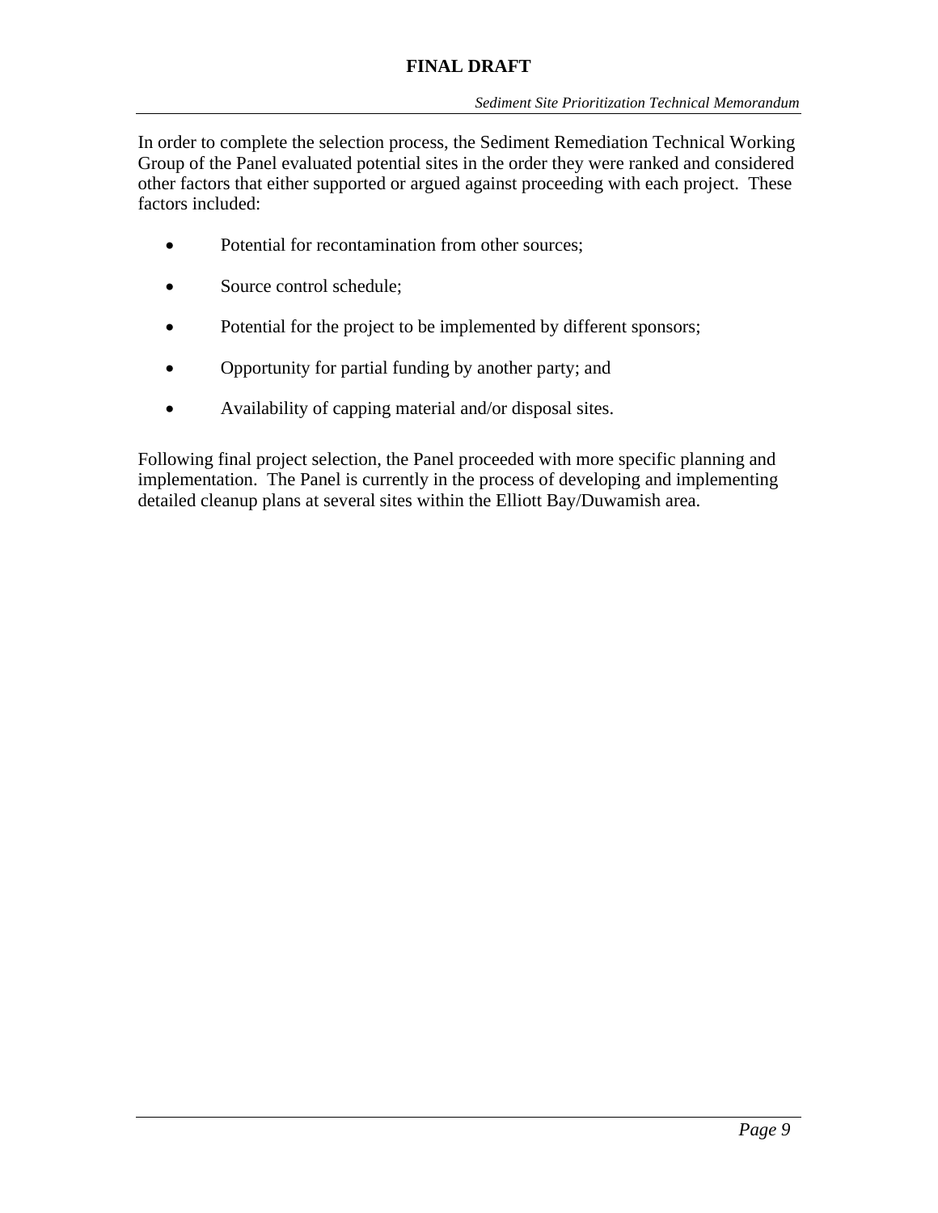In order to complete the selection process, the Sediment Remediation Technical Working Group of the Panel evaluated potential sites in the order they were ranked and considered other factors that either supported or argued against proceeding with each project. These factors included:

- Potential for recontamination from other sources;
- Source control schedule;
- Potential for the project to be implemented by different sponsors;
- Opportunity for partial funding by another party; and
- Availability of capping material and/or disposal sites.

Following final project selection, the Panel proceeded with more specific planning and implementation. The Panel is currently in the process of developing and implementing detailed cleanup plans at several sites within the Elliott Bay/Duwamish area.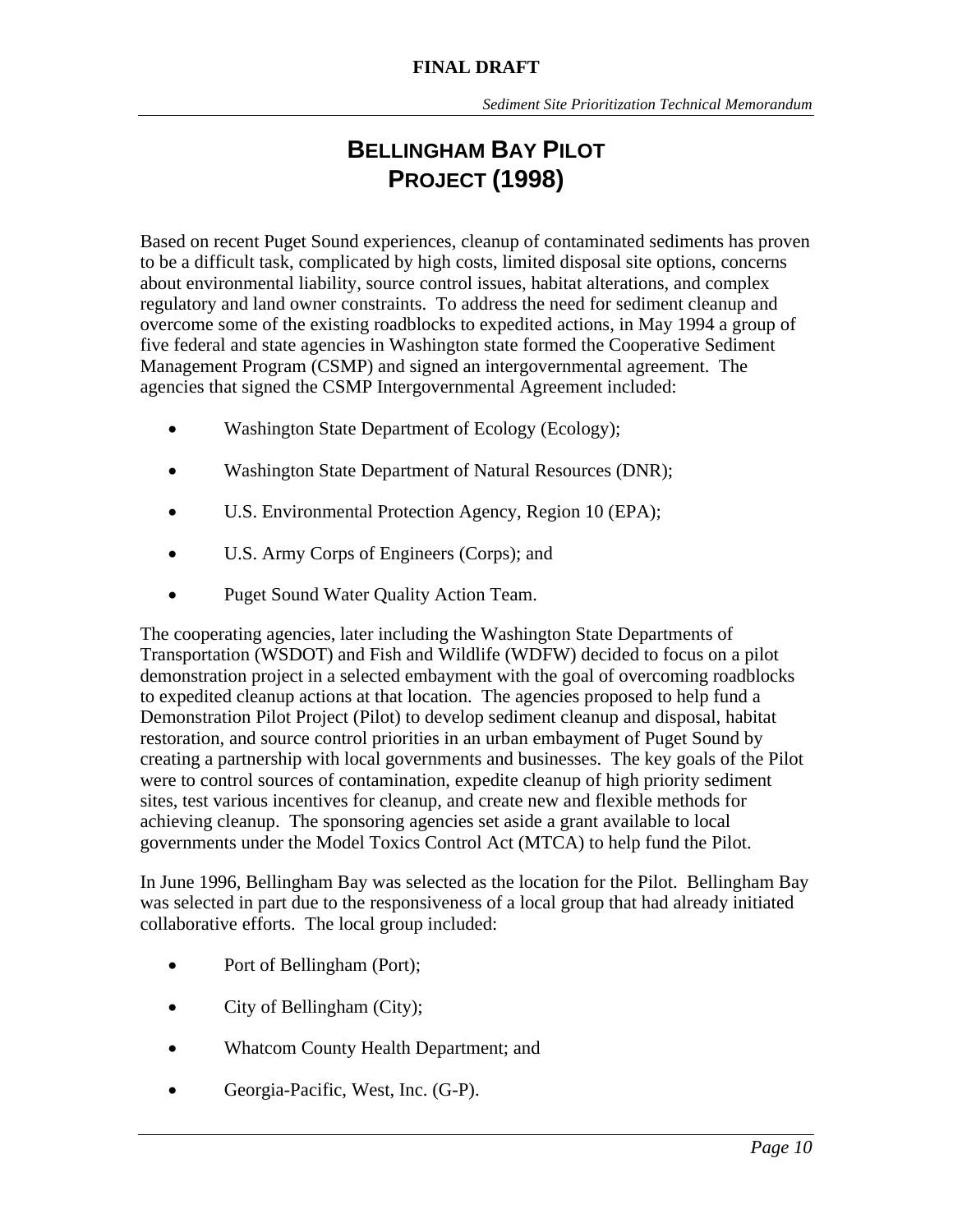# BELLINGHAM BAY PILOT PROJECT (1998)

Based on recent Puget Sound experiences, cleanup of contaminated sediments has proven to be a difficult task, complicated by high costs, limited disposal site options, concerns about environmental liability, source control issues, habitat alterations, and complex regulatory and land owner constraints. To address the need for sediment cleanup and overcome some of the existing roadblocks to expedited actions, in May 1994 a group of five federal and state agencies in Washington state formed the Cooperative Sediment Management Program (CSMP) and signed an intergovernmental agreement. The agencies that signed the CSMP Intergovernmental Agreement included:

- Washington State Department of Ecology (Ecology);
- Washington State Department of Natural Resources (DNR);
- U.S. Environmental Protection Agency, Region 10 (EPA);
- U.S. Army Corps of Engineers (Corps); and
- Puget Sound Water Quality Action Team.

The cooperating agencies, later including the Washington State Departments of Transportation (WSDOT) and Fish and Wildlife (WDFW) decided to focus on a pilot demonstration project in a selected embayment with the goal of overcoming roadblocks to expedited cleanup actions at that location. The agencies proposed to help fund a Demonstration Pilot Project (Pilot) to develop sediment cleanup and disposal, habitat restoration, and source control priorities in an urban embayment of Puget Sound by creating a partnership with local governments and businesses. The key goals of the Pilot were to control sources of contamination, expedite cleanup of high priority sediment sites, test various incentives for cleanup, and create new and flexible methods for achieving cleanup. The sponsoring agencies set aside a grant available to local governments under the Model Toxics Control Act (MTCA) to help fund the Pilot.

In June 1996, Bellingham Bay was selected as the location for the Pilot. Bellingham Bay was selected in part due to the responsiveness of a local group that had already initiated collaborative efforts. The local group included:

- Port of Bellingham (Port);
- City of Bellingham (City);
- Whatcom County Health Department; and
- Georgia-Pacific, West, Inc. (G-P).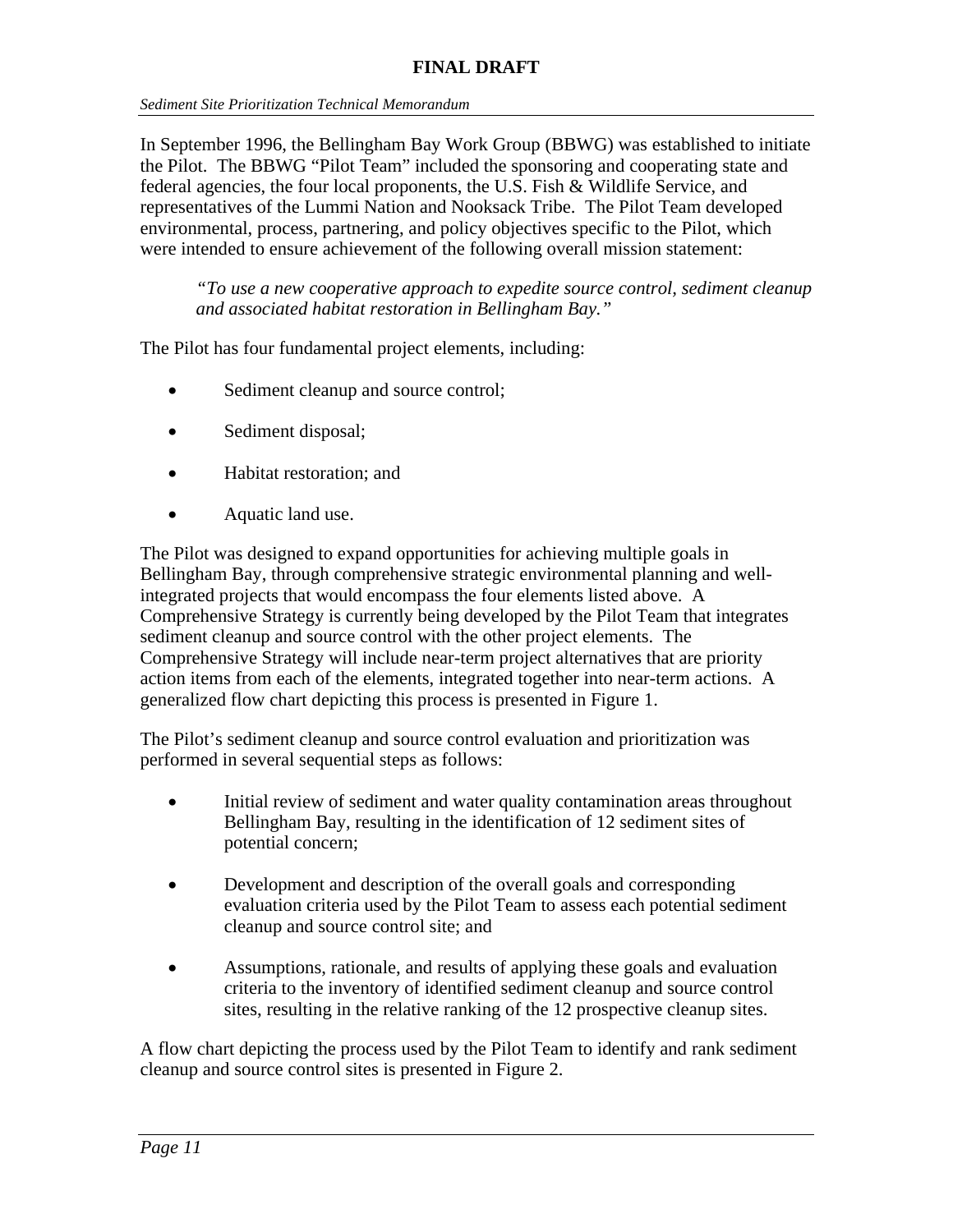In September 1996, the Bellingham Bay Work Group (BBWG) was established to initiate the Pilot. The BBWG "Pilot Team" included the sponsoring and cooperating state and federal agencies, the four local proponents, the U.S. Fish & Wildlife Service, and representatives of the Lummi Nation and Nooksack Tribe. The Pilot Team developed environmental, process, partnering, and policy objectives specific to the Pilot, which were intended to ensure achievement of the following overall mission statement:

> *"To use a new cooperative approach to expedite source control, sediment cleanup and associated habitat restoration in Bellingham Bay."*

The Pilot has four fundamental project elements, including:

- Sediment cleanup and source control;
- Sediment disposal;
- Habitat restoration; and
- Aquatic land use.

The Pilot was designed to expand opportunities for achieving multiple goals in Bellingham Bay, through comprehensive strategic environmental planning and well-integrated projects that would encompass the four elements listed above. A Comprehensive Strategy is currently being developed by the Pilot Team that integrates sediment cleanup and source control with the other project elements. The Comprehensive Strategy will include near-term project alternatives that are priority action items from each of the elements, integrated together into near-term actions. A generalized flow chart depicting this process is presented in Figure 1.

The Pilot's sediment cleanup and source control evaluation and prioritization was performed in several sequential steps as follows:

- Initial review of sediment and water quality contamination areas throughout Bellingham Bay, resulting in the identification of 12 sediment sites of potential concern;
- Development and description of the overall goals and corresponding evaluation criteria used by the Pilot Team to assess each potential sediment cleanup and source control site; and
- Assumptions, rationale, and results of applying these goals and evaluation criteria to the inventory of identified sediment cleanup and source control sites, resulting in the relative ranking of the 12 prospective cleanup sites.

A flow chart depicting the process used by the Pilot Team to identify and rank sediment cleanup and source control sites is presented in Figure 2.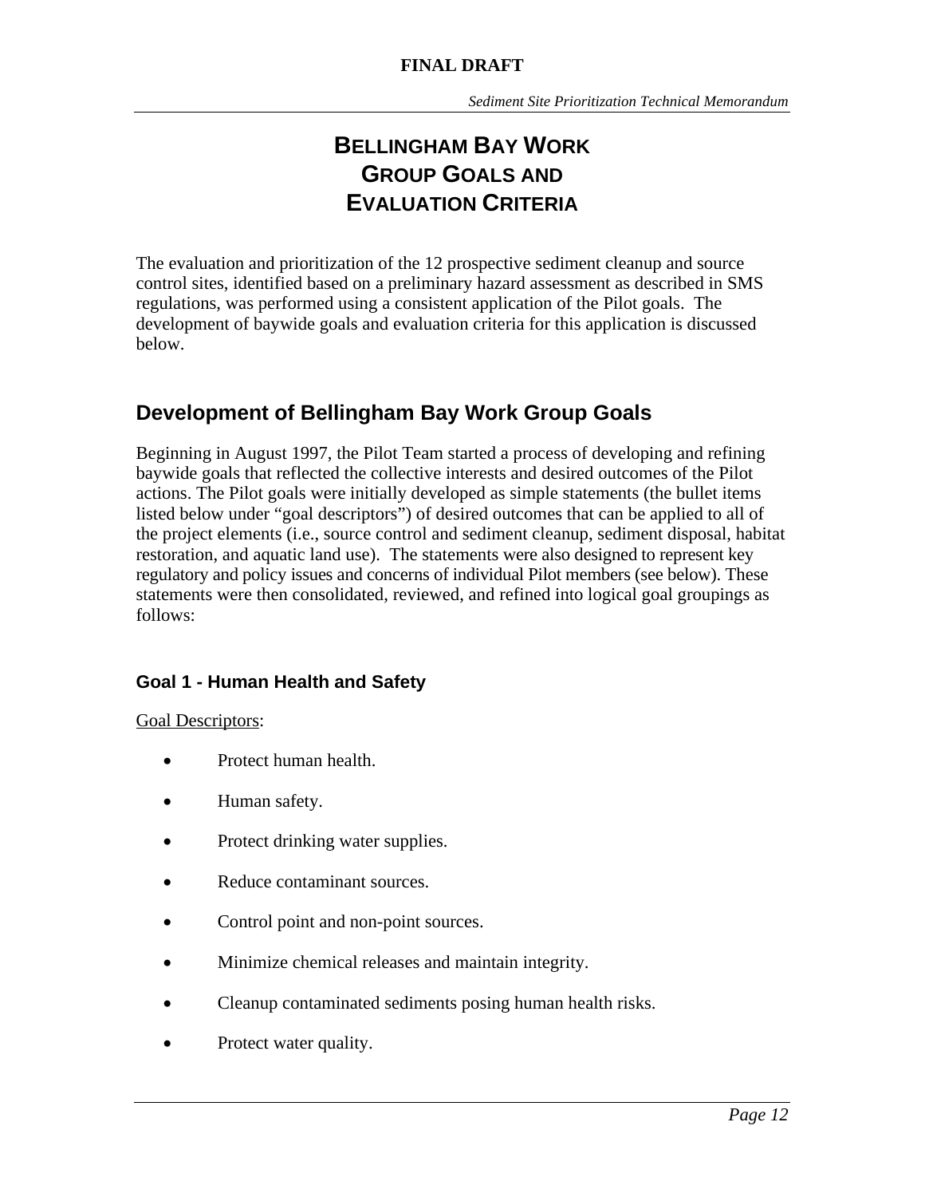# BELLINGHAM BAY WORK GROUP GOALS AND EVALUATION CRITERIA

The evaluation and prioritization of the 12 prospective sediment cleanup and source control sites, identified based on a preliminary hazard assessment as described in SMS regulations, was performed using a consistent application of the Pilot goals. The development of baywide goals and evaluation criteria for this application is discussed below.

## Development of Bellingham Bay Work Group Goals

Beginning in August 1997, the Pilot Team started a process of developing and refining baywide goals that reflected the collective interests and desired outcomes of the Pilot actions. The Pilot goals were initially developed as simple statements (the bullet items listed below under "goal descriptors") of desired outcomes that can be applied to all of the project elements (i.e., source control and sediment cleanup, sediment disposal, habitat restoration, and aquatic land use). The statements were also designed to represent key regulatory and policy issues and concerns of individual Pilot members (see below). These statements were then consolidated, reviewed, and refined into logical goal groupings as follows:

### Goal 1 - Human Health and Safety

<u>Goal Descriptors</u>:

- Protect human health.
- Human safety.
- Protect drinking water supplies.
- Reduce contaminant sources.
- Control point and non-point sources.
- Minimize chemical releases and maintain integrity.
- Cleanup contaminated sediments posing human health risks.
- Protect water quality.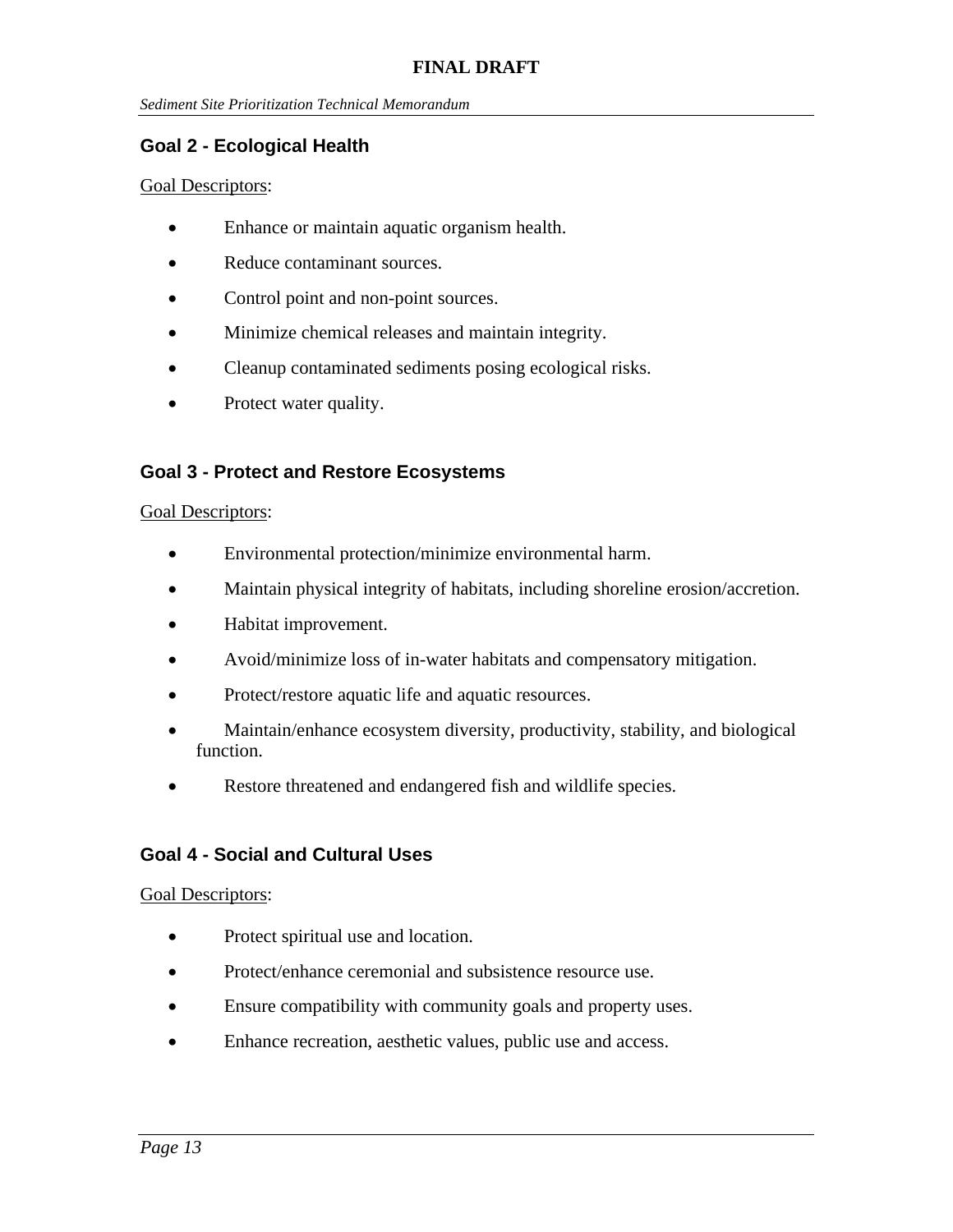### Goal 2 - Ecological Health

Goal Descriptors:

- Enhance or maintain aquatic organism health.
- Reduce contaminant sources.
- Control point and non-point sources.
- Minimize chemical releases and maintain integrity.
- Cleanup contaminated sediments posing ecological risks.
- Protect water quality.

### Goal 3 - Protect and Restore Ecosystems

Goal Descriptors:

- Environmental protection/minimize environmental harm.
- Maintain physical integrity of habitats, including shoreline erosion/accretion.
- Habitat improvement.
- Avoid/minimize loss of in-water habitats and compensatory mitigation.
- Protect/restore aquatic life and aquatic resources.
- Maintain/enhance ecosystem diversity, productivity, stability, and biological function.
- Restore threatened and endangered fish and wildlife species.

### Goal 4 - Social and Cultural Uses

Goal Descriptors:

- Protect spiritual use and location.
- Protect/enhance ceremonial and subsistence resource use.
- Ensure compatibility with community goals and property uses.
- Enhance recreation, aesthetic values, public use and access.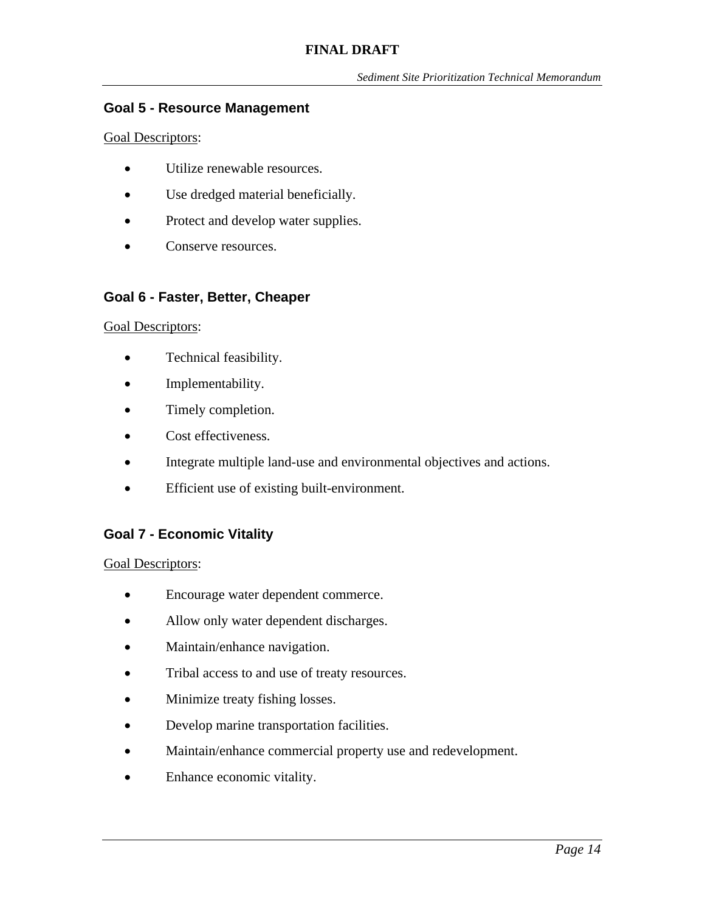## Goal 5 - Resource Management

Goal Descriptors:

- Utilize renewable resources.
- Use dredged material beneficially.
- Protect and develop water supplies.
- Conserve resources.

## Goal 6 - Faster, Better, Cheaper

Goal Descriptors:

- Technical feasibility.
- Implementability.
- Timely completion.
- Cost effectiveness.
- Integrate multiple land-use and environmental objectives and actions.
- Efficient use of existing built-environment.

## Goal 7 - Economic Vitality

Goal Descriptors:

- Encourage water dependent commerce.
- Allow only water dependent discharges.
- Maintain/enhance navigation.
- Tribal access to and use of treaty resources.
- Minimize treaty fishing losses.
- Develop marine transportation facilities.
- Maintain/enhance commercial property use and redevelopment.
- Enhance economic vitality.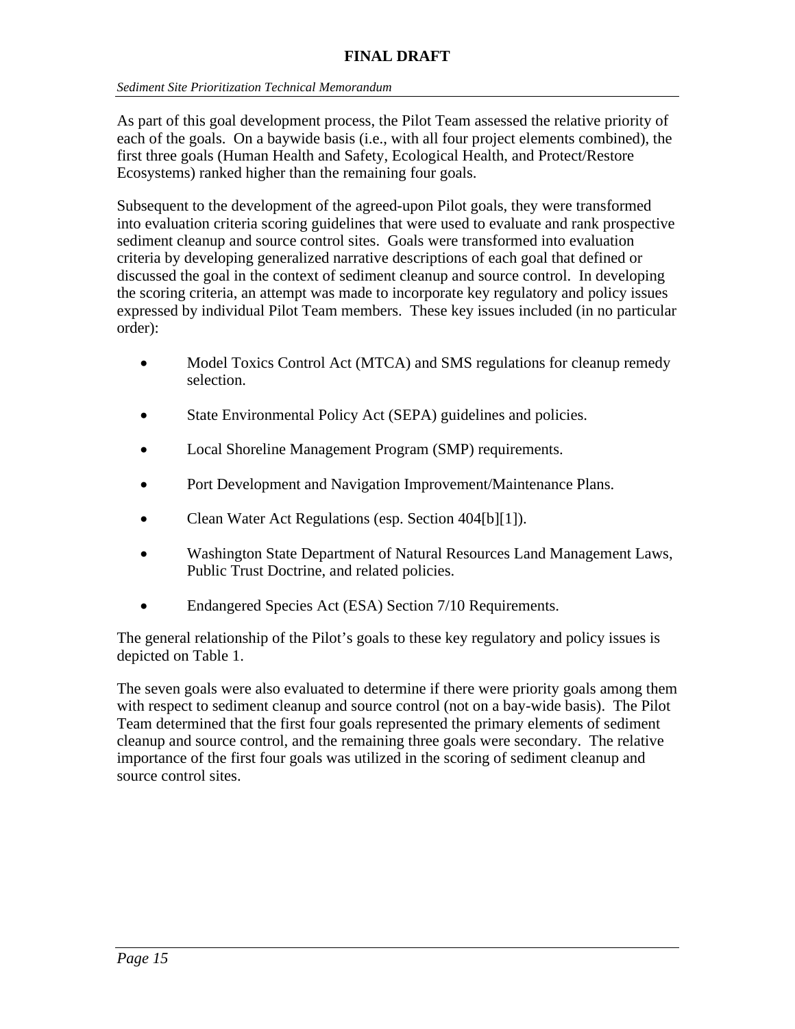As part of this goal development process, the Pilot Team assessed the relative priority of each of the goals. On a baywide basis (i.e., with all four project elements combined), the first three goals (Human Health and Safety, Ecological Health, and Protect/Restore Ecosystems) ranked higher than the remaining four goals.

Subsequent to the development of the agreed-upon Pilot goals, they were transformed into evaluation criteria scoring guidelines that were used to evaluate and rank prospective sediment cleanup and source control sites. Goals were transformed into evaluation criteria by developing generalized narrative descriptions of each goal that defined or discussed the goal in the context of sediment cleanup and source control. In developing the scoring criteria, an attempt was made to incorporate key regulatory and policy issues expressed by individual Pilot Team members. These key issues included (in no particular order):

- Model Toxics Control Act (MTCA) and SMS regulations for cleanup remedy selection.
- State Environmental Policy Act (SEPA) guidelines and policies.
- Local Shoreline Management Program (SMP) requirements.
- Port Development and Navigation Improvement/Maintenance Plans.
- Clean Water Act Regulations (esp. Section 404[b][1]).
- Washington State Department of Natural Resources Land Management Laws, Public Trust Doctrine, and related policies.
- Endangered Species Act (ESA) Section 7/10 Requirements.

The general relationship of the Pilot's goals to these key regulatory and policy issues is depicted on Table 1.

The seven goals were also evaluated to determine if there were priority goals among them with respect to sediment cleanup and source control (not on a bay-wide basis). The Pilot Team determined that the first four goals represented the primary elements of sediment cleanup and source control, and the remaining three goals were secondary. The relative importance of the first four goals was utilized in the scoring of sediment cleanup and source control sites.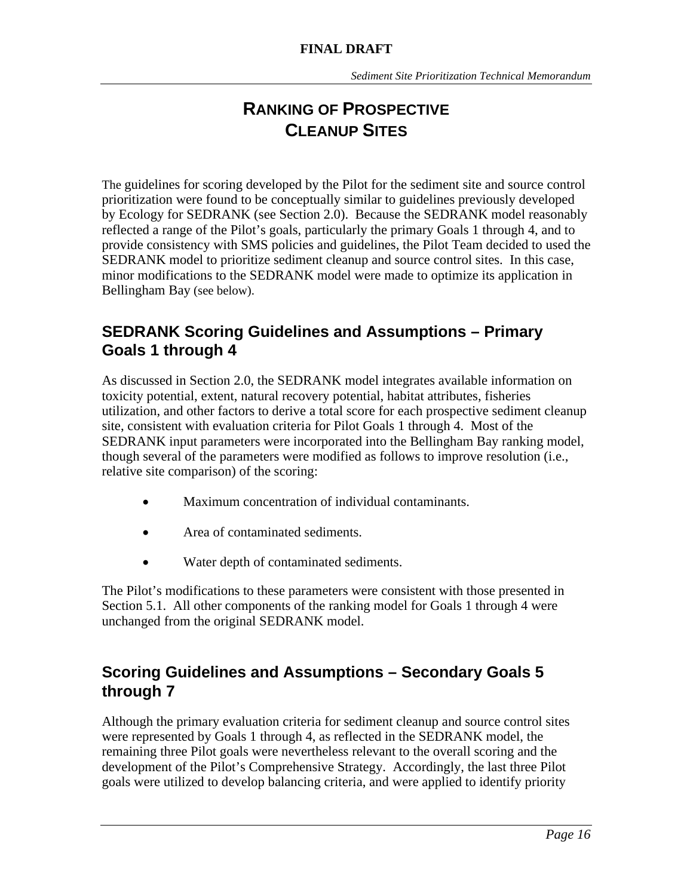# RANKING OF PROSPECTIVE CLEANUP SITES

The guidelines for scoring developed by the Pilot for the sediment site and source control prioritization were found to be conceptually similar to guidelines previously developed by Ecology for SEDRANK (see Section 2.0). Because the SEDRANK model reasonably reflected a range of the Pilot's goals, particularly the primary Goals 1 through 4, and to provide consistency with SMS policies and guidelines, the Pilot Team decided to used the SEDRANK model to prioritize sediment cleanup and source control sites. In this case, minor modifications to the SEDRANK model were made to optimize its application in Bellingham Bay (see below).

## SEDRANK Scoring Guidelines and Assumptions – Primary Goals 1 through 4

As discussed in Section 2.0, the SEDRANK model integrates available information on toxicity potential, extent, natural recovery potential, habitat attributes, fisheries utilization, and other factors to derive a total score for each prospective sediment cleanup site, consistent with evaluation criteria for Pilot Goals 1 through 4. Most of the SEDRANK input parameters were incorporated into the Bellingham Bay ranking model, though several of the parameters were modified as follows to improve resolution (i.e., relative site comparison) of the scoring:

- Maximum concentration of individual contaminants.
- Area of contaminated sediments.
- Water depth of contaminated sediments.

The Pilot's modifications to these parameters were consistent with those presented in Section 5.1. All other components of the ranking model for Goals 1 through 4 were unchanged from the original SEDRANK model.

## Scoring Guidelines and Assumptions – Secondary Goals 5 through 7

Although the primary evaluation criteria for sediment cleanup and source control sites were represented by Goals 1 through 4, as reflected in the SEDRANK model, the remaining three Pilot goals were nevertheless relevant to the overall scoring and the development of the Pilot's Comprehensive Strategy. Accordingly, the last three Pilot goals were utilized to develop balancing criteria, and were applied to identify priority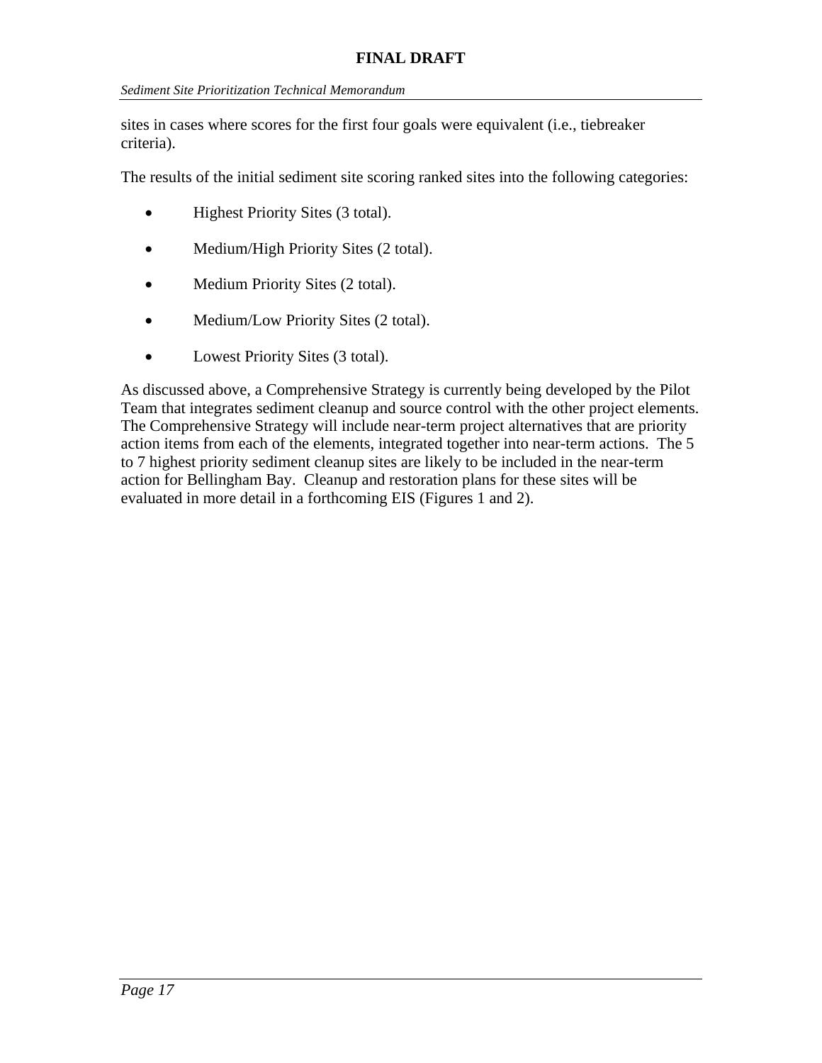sites in cases where scores for the first four goals were equivalent (i.e., tiebreaker criteria).

The results of the initial sediment site scoring ranked sites into the following categories:

- Highest Priority Sites (3 total).
- Medium/High Priority Sites (2 total).
- Medium Priority Sites (2 total).
- Medium/Low Priority Sites (2 total).
- Lowest Priority Sites (3 total).

As discussed above, a Comprehensive Strategy is currently being developed by the Pilot Team that integrates sediment cleanup and source control with the other project elements. The Comprehensive Strategy will include near-term project alternatives that are priority action items from each of the elements, integrated together into near-term actions. The 5 to 7 highest priority sediment cleanup sites are likely to be included in the near-term action for Bellingham Bay. Cleanup and restoration plans for these sites will be evaluated in more detail in a forthcoming EIS (Figures 1 and 2).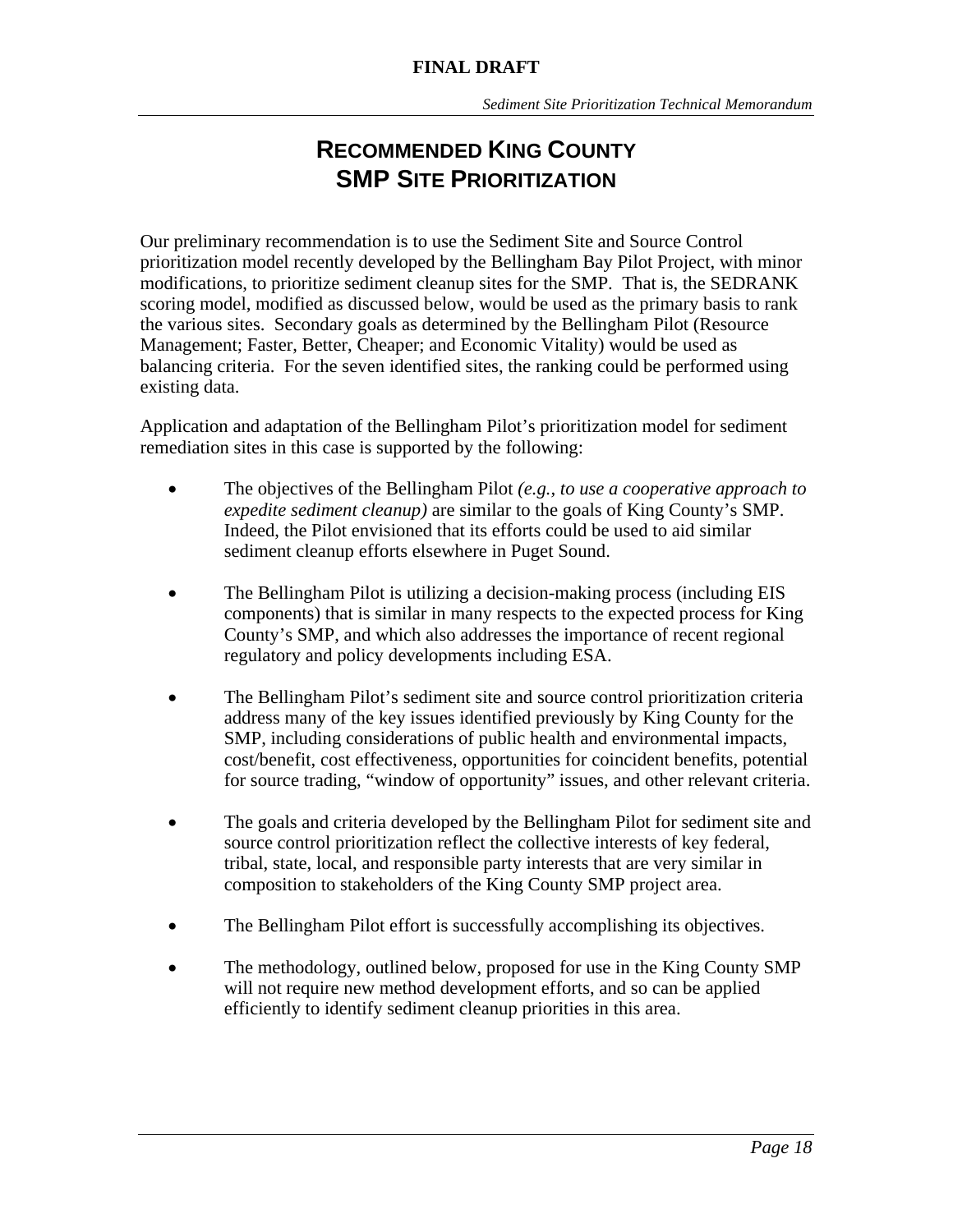# RECOMMENDED KING COUNTY SMP SITE PRIORITIZATION

Our preliminary recommendation is to use the Sediment Site and Source Control prioritization model recently developed by the Bellingham Bay Pilot Project, with minor modifications, to prioritize sediment cleanup sites for the SMP. That is, the SEDRANK scoring model, modified as discussed below, would be used as the primary basis to rank the various sites. Secondary goals as determined by the Bellingham Pilot (Resource Management; Faster, Better, Cheaper; and Economic Vitality) would be used as balancing criteria. For the seven identified sites, the ranking could be performed using existing data.

Application and adaptation of the Bellingham Pilot's prioritization model for sediment remediation sites in this case is supported by the following:

- The objectives of the Bellingham Pilot *(e.g., to use a cooperative approach to expedite sediment cleanup)* are similar to the goals of King County's SMP. Indeed, the Pilot envisioned that its efforts could be used to aid similar sediment cleanup efforts elsewhere in Puget Sound.

- The Bellingham Pilot is utilizing a decision-making process (including EIS components) that is similar in many respects to the expected process for King County's SMP, and which also addresses the importance of recent regional regulatory and policy developments including ESA.

- The Bellingham Pilot's sediment site and source control prioritization criteria address many of the key issues identified previously by King County for the SMP, including considerations of public health and environmental impacts, cost/benefit, cost effectiveness, opportunities for coincident benefits, potential for source trading, "window of opportunity" issues, and other relevant criteria.

- The goals and criteria developed by the Bellingham Pilot for sediment site and source control prioritization reflect the collective interests of key federal, tribal, state, local, and responsible party interests that are very similar in composition to stakeholders of the King County SMP project area.

- The Bellingham Pilot effort is successfully accomplishing its objectives.

- The methodology, outlined below, proposed for use in the King County SMP will not require new method development efforts, and so can be applied efficiently to identify sediment cleanup priorities in this area.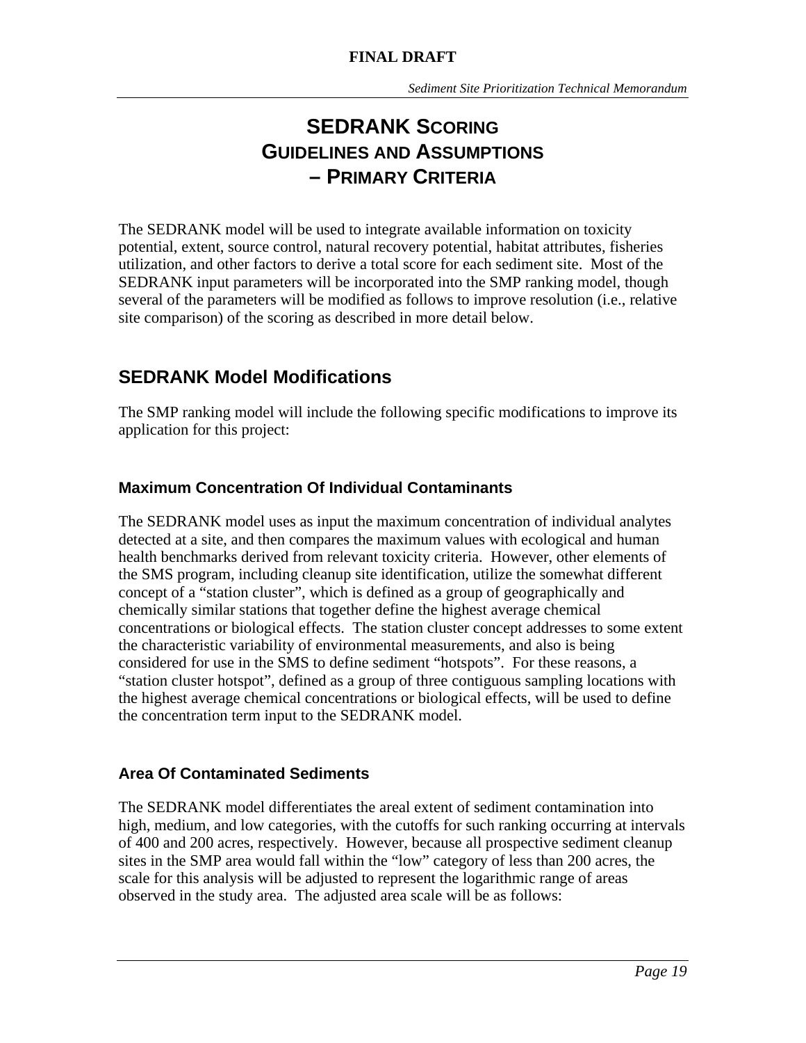# SEDRANK SCORING GUIDELINES AND ASSUMPTIONS – PRIMARY CRITERIA

The SEDRANK model will be used to integrate available information on toxicity potential, extent, source control, natural recovery potential, habitat attributes, fisheries utilization, and other factors to derive a total score for each sediment site. Most of the SEDRANK input parameters will be incorporated into the SMP ranking model, though several of the parameters will be modified as follows to improve resolution (i.e., relative site comparison) of the scoring as described in more detail below.

## SEDRANK Model Modifications

The SMP ranking model will include the following specific modifications to improve its application for this project:

### Maximum Concentration Of Individual Contaminants

The SEDRANK model uses as input the maximum concentration of individual analytes detected at a site, and then compares the maximum values with ecological and human health benchmarks derived from relevant toxicity criteria. However, other elements of the SMS program, including cleanup site identification, utilize the somewhat different concept of a "station cluster", which is defined as a group of geographically and chemically similar stations that together define the highest average chemical concentrations or biological effects. The station cluster concept addresses to some extent the characteristic variability of environmental measurements, and also is being considered for use in the SMS to define sediment "hotspots". For these reasons, a "station cluster hotspot", defined as a group of three contiguous sampling locations with the highest average chemical concentrations or biological effects, will be used to define the concentration term input to the SEDRANK model.

### Area Of Contaminated Sediments

The SEDRANK model differentiates the areal extent of sediment contamination into high, medium, and low categories, with the cutoffs for such ranking occurring at intervals of 400 and 200 acres, respectively. However, because all prospective sediment cleanup sites in the SMP area would fall within the "low" category of less than 200 acres, the scale for this analysis will be adjusted to represent the logarithmic range of areas observed in the study area. The adjusted area scale will be as follows: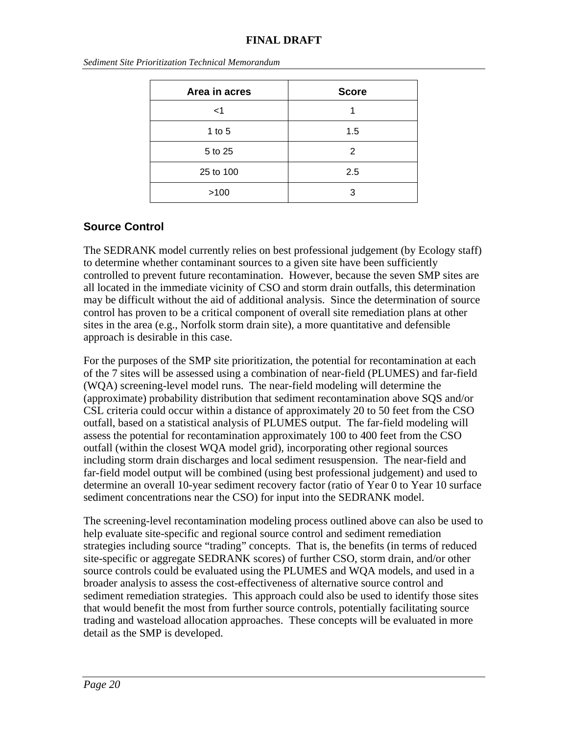| Area in acres | Score |
|---|---|
| <1 | 1 |
| 1 to 5 | 1.5 |
| 5 to 25 | 2 |
| 25 to 100 | 2.5 |
| >100 | 3 |

## Source Control

The SEDRANK model currently relies on best professional judgement (by Ecology staff) to determine whether contaminant sources to a given site have been sufficiently controlled to prevent future recontamination. However, because the seven SMP sites are all located in the immediate vicinity of CSO and storm drain outfalls, this determination may be difficult without the aid of additional analysis. Since the determination of source control has proven to be a critical component of overall site remediation plans at other sites in the area (e.g., Norfolk storm drain site), a more quantitative and defensible approach is desirable in this case.

For the purposes of the SMP site prioritization, the potential for recontamination at each of the 7 sites will be assessed using a combination of near-field (PLUMES) and far-field (WQA) screening-level model runs. The near-field modeling will determine the (approximate) probability distribution that sediment recontamination above SQS and/or CSL criteria could occur within a distance of approximately 20 to 50 feet from the CSO outfall, based on a statistical analysis of PLUMES output. The far-field modeling will assess the potential for recontamination approximately 100 to 400 feet from the CSO outfall (within the closest WQA model grid), incorporating other regional sources including storm drain discharges and local sediment resuspension. The near-field and far-field model output will be combined (using best professional judgement) and used to determine an overall 10-year sediment recovery factor (ratio of Year 0 to Year 10 surface sediment concentrations near the CSO) for input into the SEDRANK model.

The screening-level recontamination modeling process outlined above can also be used to help evaluate site-specific and regional source control and sediment remediation strategies including source "trading" concepts. That is, the benefits (in terms of reduced site-specific or aggregate SEDRANK scores) of further CSO, storm drain, and/or other source controls could be evaluated using the PLUMES and WQA models, and used in a broader analysis to assess the cost-effectiveness of alternative source control and sediment remediation strategies. This approach could also be used to identify those sites that would benefit the most from further source controls, potentially facilitating source trading and wasteload allocation approaches. These concepts will be evaluated in more detail as the SMP is developed.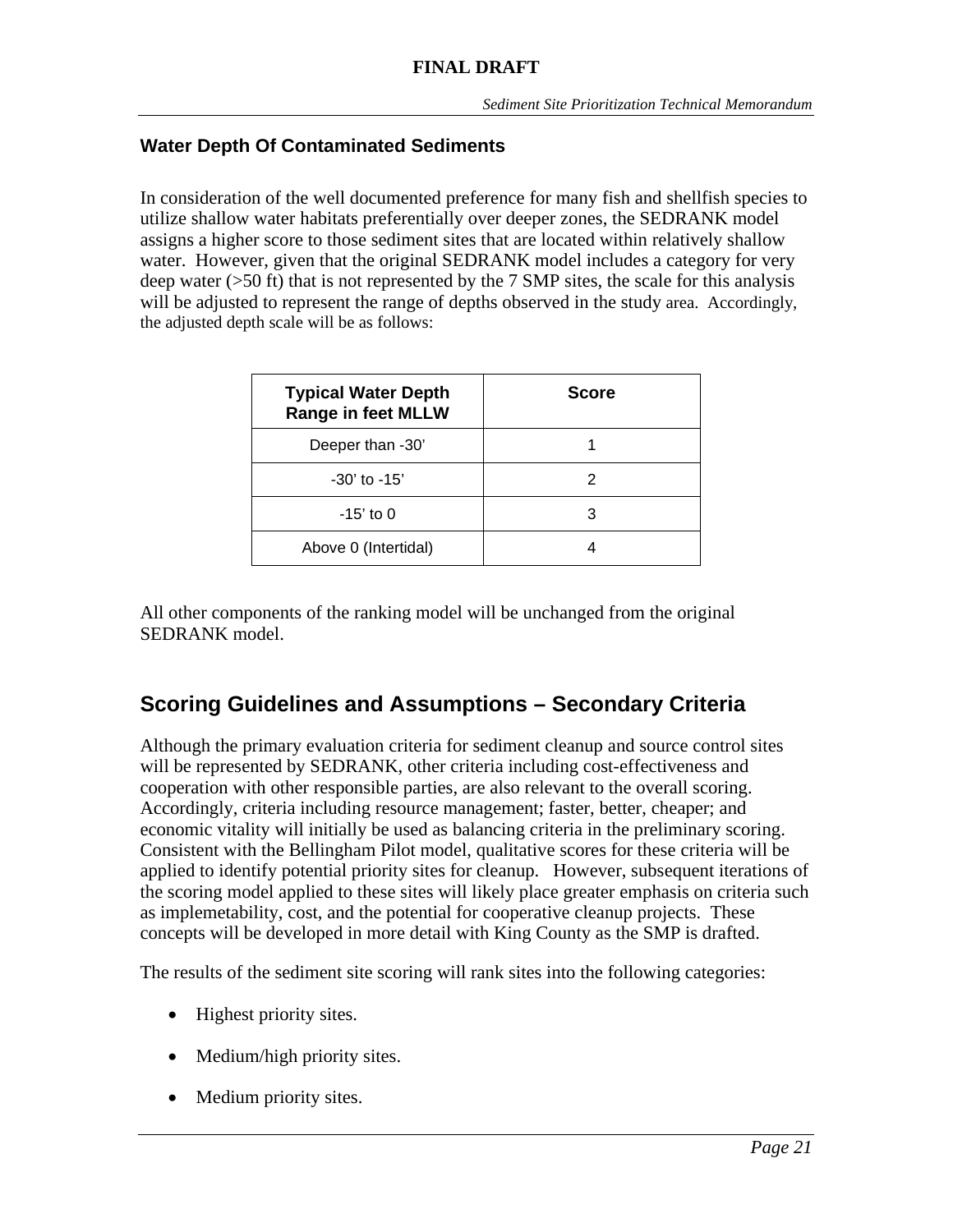### Water Depth Of Contaminated Sediments

In consideration of the well documented preference for many fish and shellfish species to utilize shallow water habitats preferentially over deeper zones, the SEDRANK model assigns a higher score to those sediment sites that are located within relatively shallow water. However, given that the original SEDRANK model includes a category for very deep water (>50 ft) that is not represented by the 7 SMP sites, the scale for this analysis will be adjusted to represent the range of depths observed in the study area. Accordingly, the adjusted depth scale will be as follows:

| Typical Water Depth Range in feet MLLW | Score |
|---|---|
| Deeper than -30' | 1 |
| -30' to -15' | 2 |
| -15' to 0 | 3 |
| Above 0 (Intertidal) | 4 |

All other components of the ranking model will be unchanged from the original SEDRANK model.

## Scoring Guidelines and Assumptions – Secondary Criteria

Although the primary evaluation criteria for sediment cleanup and source control sites will be represented by SEDRANK, other criteria including cost-effectiveness and cooperation with other responsible parties, are also relevant to the overall scoring. Accordingly, criteria including resource management; faster, better, cheaper; and economic vitality will initially be used as balancing criteria in the preliminary scoring. Consistent with the Bellingham Pilot model, qualitative scores for these criteria will be applied to identify potential priority sites for cleanup. However, subsequent iterations of the scoring model applied to these sites will likely place greater emphasis on criteria such as implemetability, cost, and the potential for cooperative cleanup projects. These concepts will be developed in more detail with King County as the SMP is drafted.

The results of the sediment site scoring will rank sites into the following categories:

- Highest priority sites.
- Medium/high priority sites.
- Medium priority sites.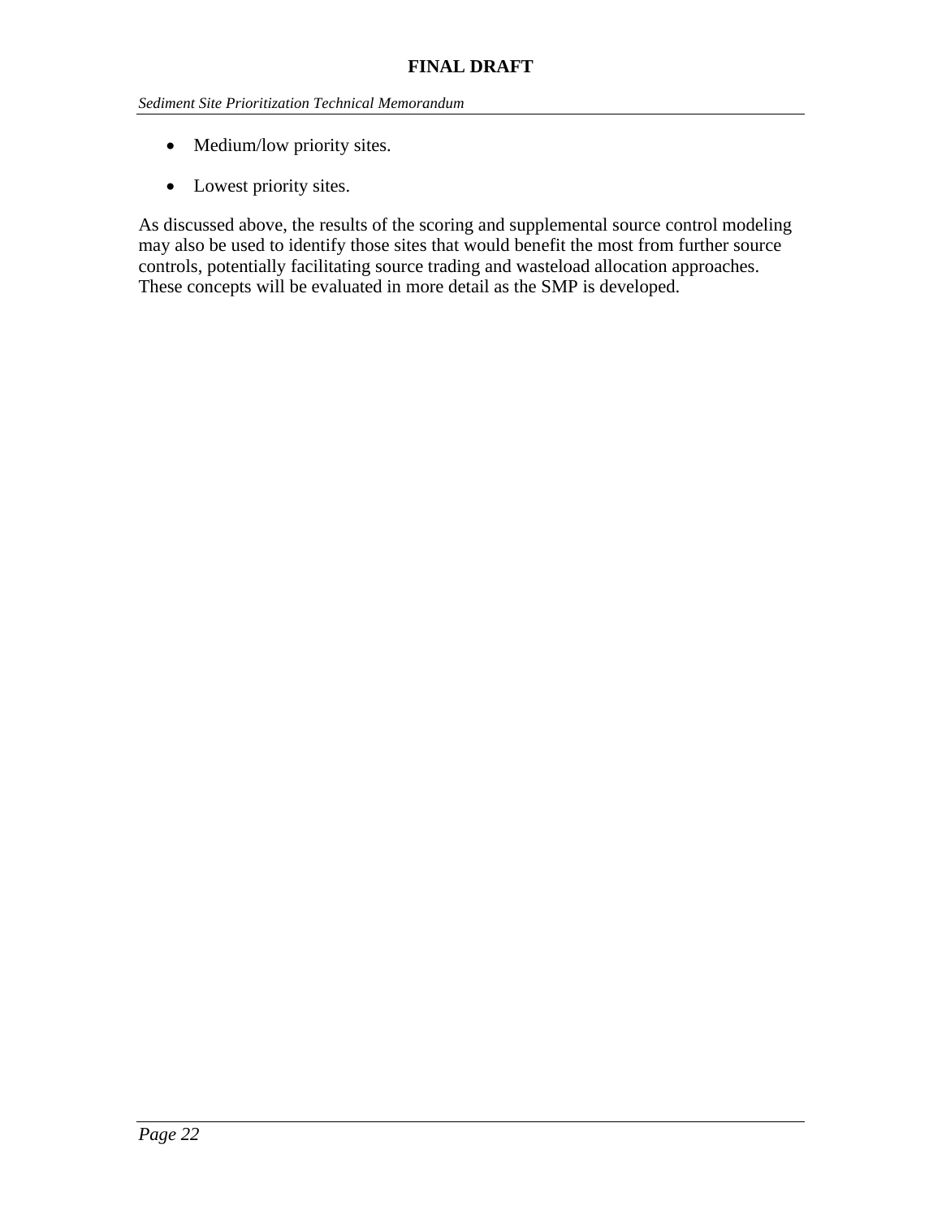- Medium/low priority sites.
- Lowest priority sites.

As discussed above, the results of the scoring and supplemental source control modeling may also be used to identify those sites that would benefit the most from further source controls, potentially facilitating source trading and wasteload allocation approaches. These concepts will be evaluated in more detail as the SMP is developed.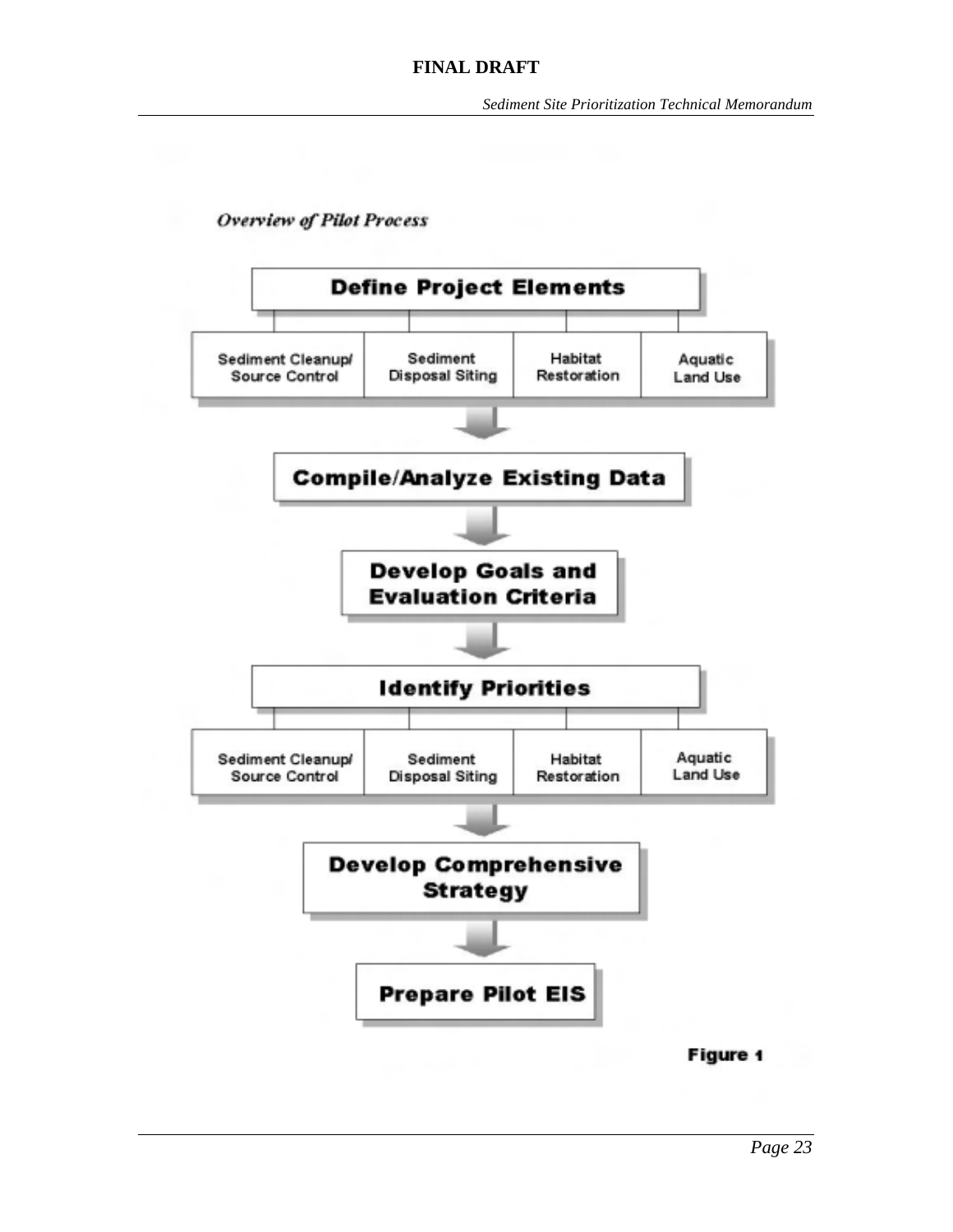*Overview of Pilot Process*

**Define Project Elements**

- Sediment Cleanup/ Source Control
- Sediment Disposal Siting
- Habitat Restoration
- Aquatic Land Use

↓

**Compile/Analyze Existing Data**

↓

**Develop Goals and Evaluation Criteria**

↓

**Identify Priorities**

- Sediment Cleanup/ Source Control
- Sediment Disposal Siting
- Habitat Restoration
- Aquatic Land Use

↓

**Develop Comprehensive Strategy**

↓

**Prepare Pilot EIS**

**Figure 1**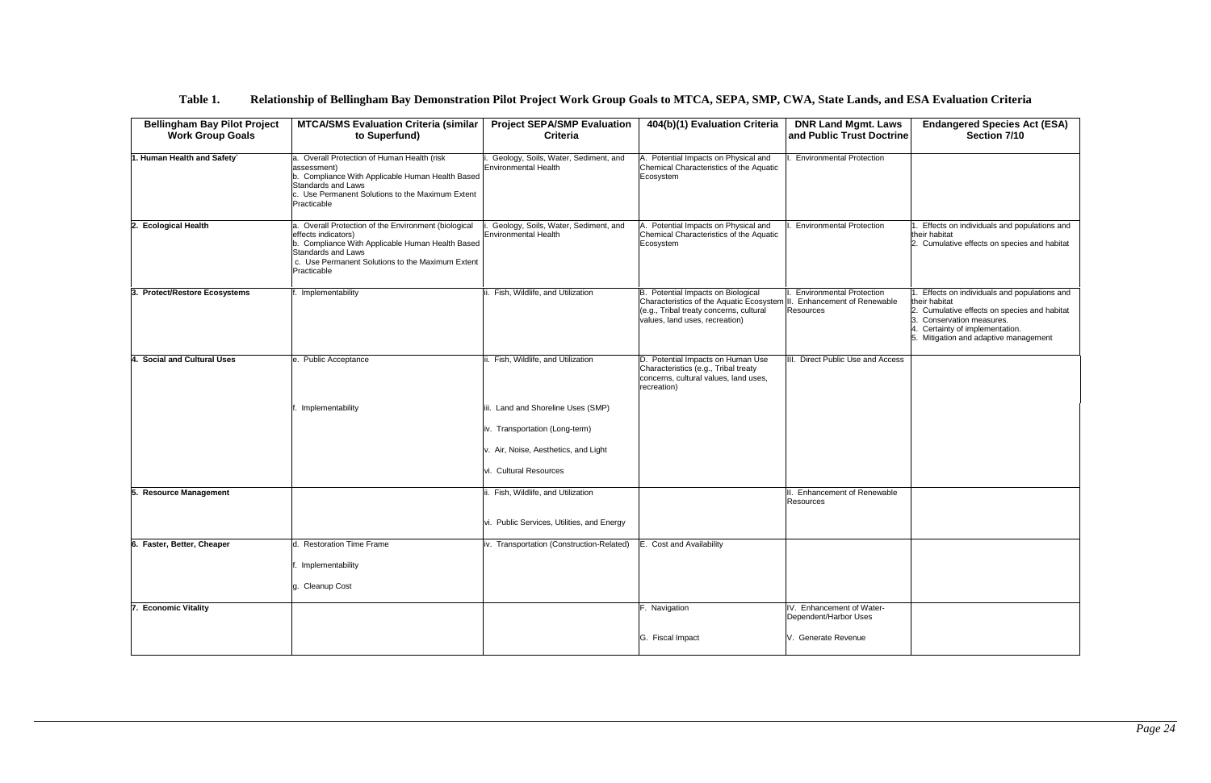**Table 1. Relationship of Bellingham Bay Demonstration Pilot Project Work Group Goals to MTCA, SEPA, SMP, CWA, State Lands, and ESA Evaluation Criteria**

| Bellingham Bay Pilot Project Work Group Goals | MTCA/SMS Evaluation Criteria (similar to Superfund) | Project SEPA/SMP Evaluation Criteria | 404(b)(1) Evaluation Criteria | DNR Land Mgmt. Laws and Public Trust Doctrine | Endangered Species Act (ESA) Section 7/10 |
|---|---|---|---|---|---|
| **1. Human Health and Safety`** | a. Overall Protection of Human Health (risk assessment)<br>b. Compliance With Applicable Human Health Based Standards and Laws<br>c. Use Permanent Solutions to the Maximum Extent Practicable | i. Geology, Soils, Water, Sediment, and Environmental Health | A. Potential Impacts on Physical and Chemical Characteristics of the Aquatic Ecosystem | I. Environmental Protection | |
| **2. Ecological Health** | a. Overall Protection of the Environment (biological effects indicators)<br>b. Compliance With Applicable Human Health Based Standards and Laws<br>c. Use Permanent Solutions to the Maximum Extent Practicable | i. Geology, Soils, Water, Sediment, and Environmental Health | A. Potential Impacts on Physical and Chemical Characteristics of the Aquatic Ecosystem | I. Environmental Protection | 1. Effects on individuals and populations and their habitat<br>2. Cumulative effects on species and habitat |
| **3. Protect/Restore Ecosystems** | f. Implementability | ii. Fish, Wildlife, and Utilization | B. Potential Impacts on Biological Characteristics of the Aquatic Ecosystem (e.g., Tribal treaty concerns, cultural values, land uses, recreation) | I. Environmental Protection<br>II. Enhancement of Renewable Resources | 1. Effects on individuals and populations and their habitat<br>2. Cumulative effects on species and habitat<br>3. Conservation measures.<br>4. Certainty of implementation.<br>5. Mitigation and adaptive management |
| **4. Social and Cultural Uses** | e. Public Acceptance<br><br>f. Implementability | ii. Fish, Wildlife, and Utilization<br><br>iii. Land and Shoreline Uses (SMP)<br><br>iv. Transportation (Long-term)<br><br>v. Air, Noise, Aesthetics, and Light<br><br>vi. Cultural Resources | D. Potential Impacts on Human Use Characteristics (e.g., Tribal treaty concerns, cultural values, land uses, recreation) | III. Direct Public Use and Access | |
| **5. Resource Management** | | ii. Fish, Wildlife, and Utilization<br><br>vi. Public Services, Utilities, and Energy | | II. Enhancement of Renewable Resources | |
| **6. Faster, Better, Cheaper** | d. Restoration Time Frame<br><br>f. Implementability<br><br>g. Cleanup Cost | iv. Transportation (Construction-Related) | E. Cost and Availability | | |
| **7. Economic Vitality** | | | F. Navigation<br><br>G. Fiscal Impact | IV. Enhancement of Water-Dependent/Harbor Uses<br><br>V. Generate Revenue | |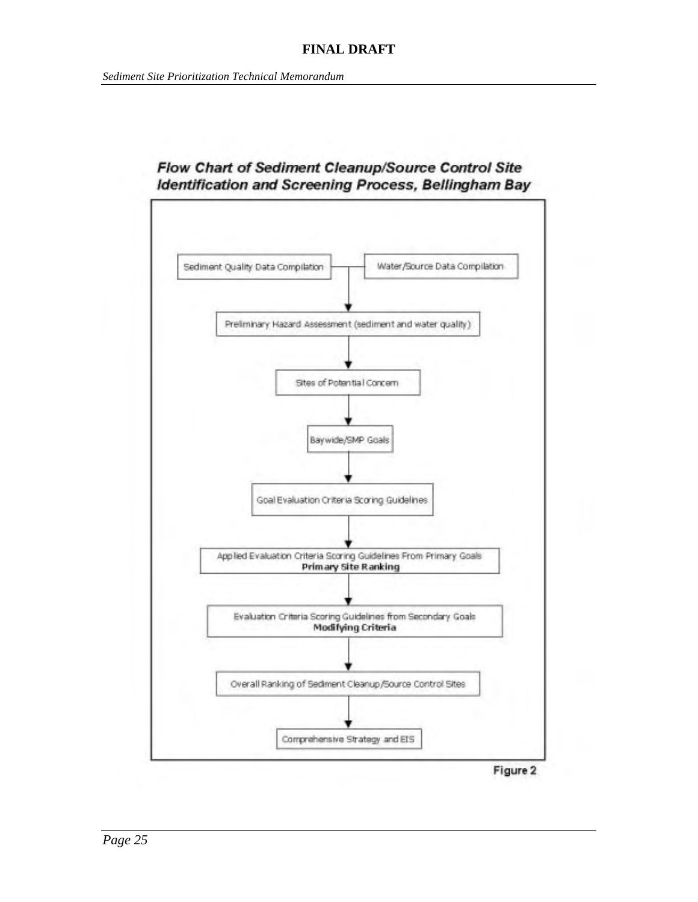**Flow Chart of Sediment Cleanup/Source Control Site Identification and Screening Process, Bellingham Bay**

Sediment Quality Data Compilation

Water/Source Data Compilation

Preliminary Hazard Assessment (sediment and water quality)

Sites of Potential Concern

Baywide/SMP Goals

Goal Evaluation Criteria Scoring Guidelines

Applied Evaluation Criteria Scoring Guidelines From Primary Goals
**Primary Site Ranking**

Evaluation Criteria Scoring Guidelines from Secondary Goals
**Modifying Criteria**

Overall Ranking of Sediment Cleanup/Source Control Sites

Comprehensive Strategy and EIS

Figure 2